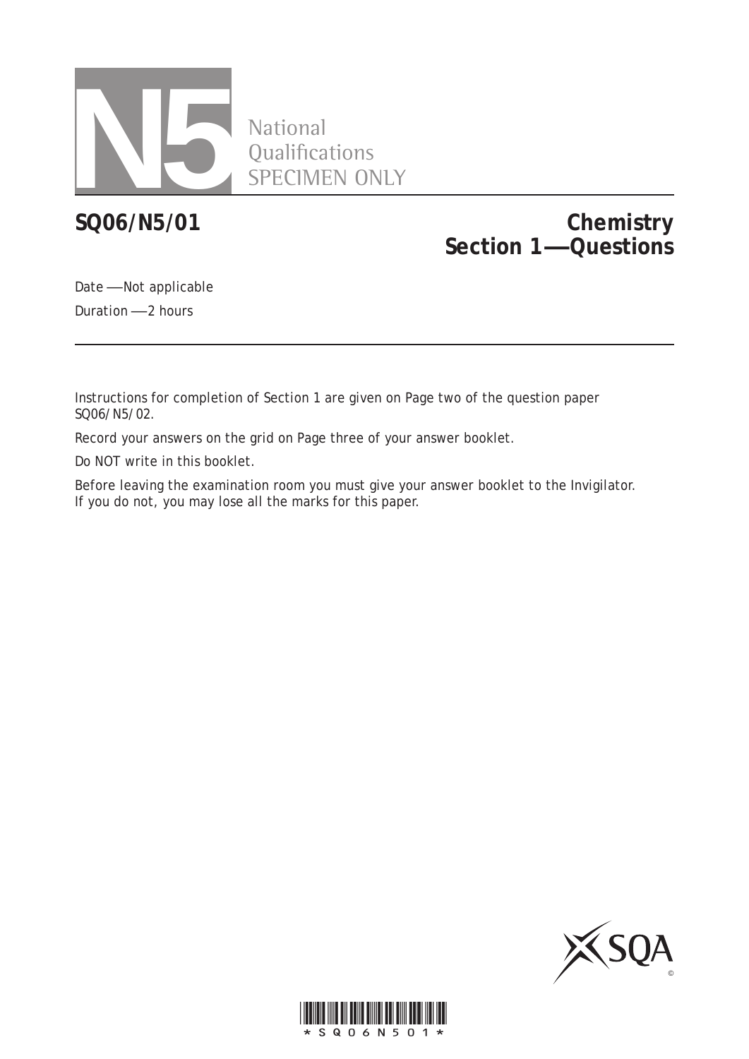# N5 National Qualifications SPECIMEN ONLY

**SQ06/N5/01**

## Chemistry Section 1—Questions

Date —Not applicable

Duration —2 hours

Instructions for completion of Section 1 are given on Page two of the question paper SQ06/N5/02.

Record your answers on the grid on Page three of your answer booklet.

Do NOT write in this booklet.

Before leaving the examination room you must give your answer booklet to the Invigilator. If you do not, you may lose all the marks for this paper.

*SQ06N501*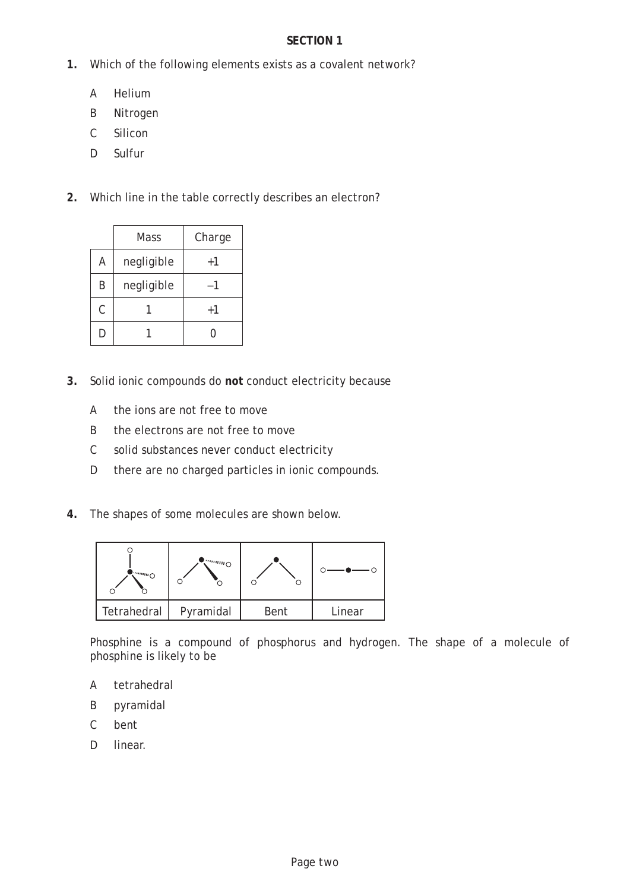## SECTION 1

**1.** Which of the following elements exists as a covalent network?

A Helium

B Nitrogen

C Silicon

D Sulfur

**2.** Which line in the table correctly describes an electron?

| | Mass | Charge |
|---|---|---|
| A | negligible | +1 |
| B | negligible | –1 |
| C | 1 | +1 |
| D | 1 | 0 |

**3.** Solid ionic compounds do **not** conduct electricity because

A the ions are not free to move

B the electrons are not free to move

C solid substances never conduct electricity

D there are no charged particles in ionic compounds.

**4.** The shapes of some molecules are shown below.

| Tetrahedral | Pyramidal | Bent | Linear |
|---|---|---|---|

Phosphine is a compound of phosphorus and hydrogen. The shape of a molecule of phosphine is likely to be

A tetrahedral

B pyramidal

C bent

D linear.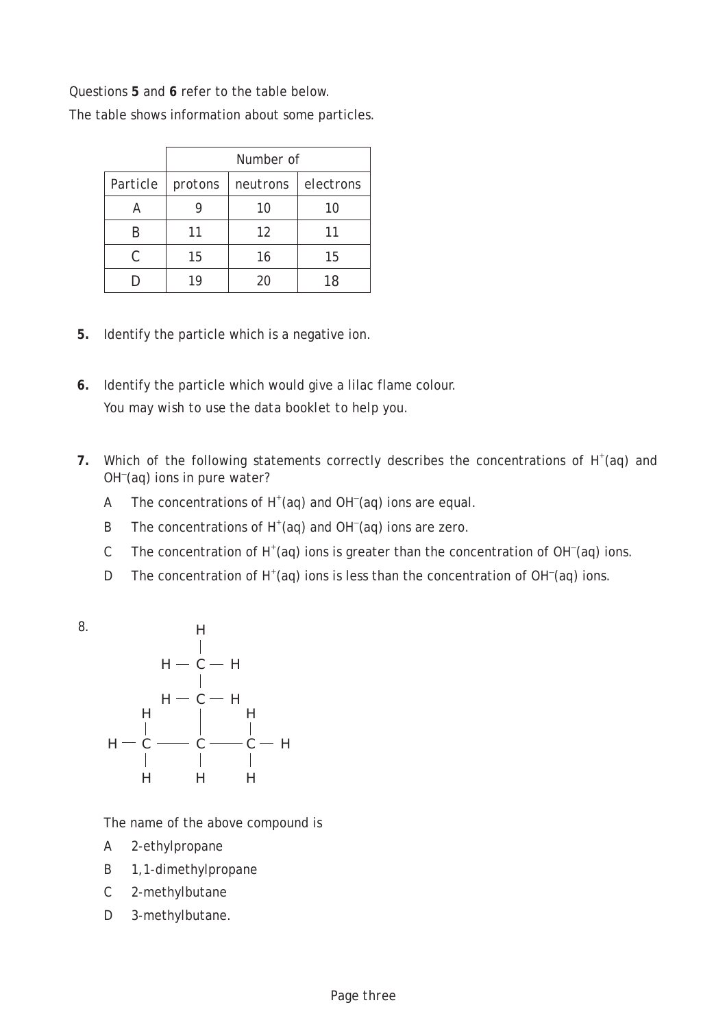Questions **5** and **6** refer to the table below.

The table shows information about some particles.

| | Number of | | |
|---|---|---|---|
| Particle | protons | neutrons | electrons |
| A | 9 | 10 | 10 |
| B | 11 | 12 | 11 |
| C | 15 | 16 | 15 |
| D | 19 | 20 | 18 |

**5.** Identify the particle which is a negative ion.

**6.** Identify the particle which would give a lilac flame colour.

*You may wish to use the data booklet to help you.*

**7.** Which of the following statements correctly describes the concentrations of $H^+$(aq) and $OH^-$(aq) ions in pure water?

A The concentrations of $H^+$(aq) and $OH^-$(aq) ions are equal.

B The concentrations of $H^+$(aq) and $OH^-$(aq) ions are zero.

C The concentration of $H^+$(aq) ions is greater than the concentration of $OH^-$(aq) ions.

D The concentration of $H^+$(aq) ions is less than the concentration of $OH^-$(aq) ions.

**8.**

```
                H
                |
            H — C — H
                |
            H — C — H
        H       |       H
        |       |       |
    H — C ———— C ———— C — H
        |       |       |
        H       H       H
```

The name of the above compound is

A 2-ethylpropane

B 1,1-dimethylpropane

C 2-methylbutane

D 3-methylbutane.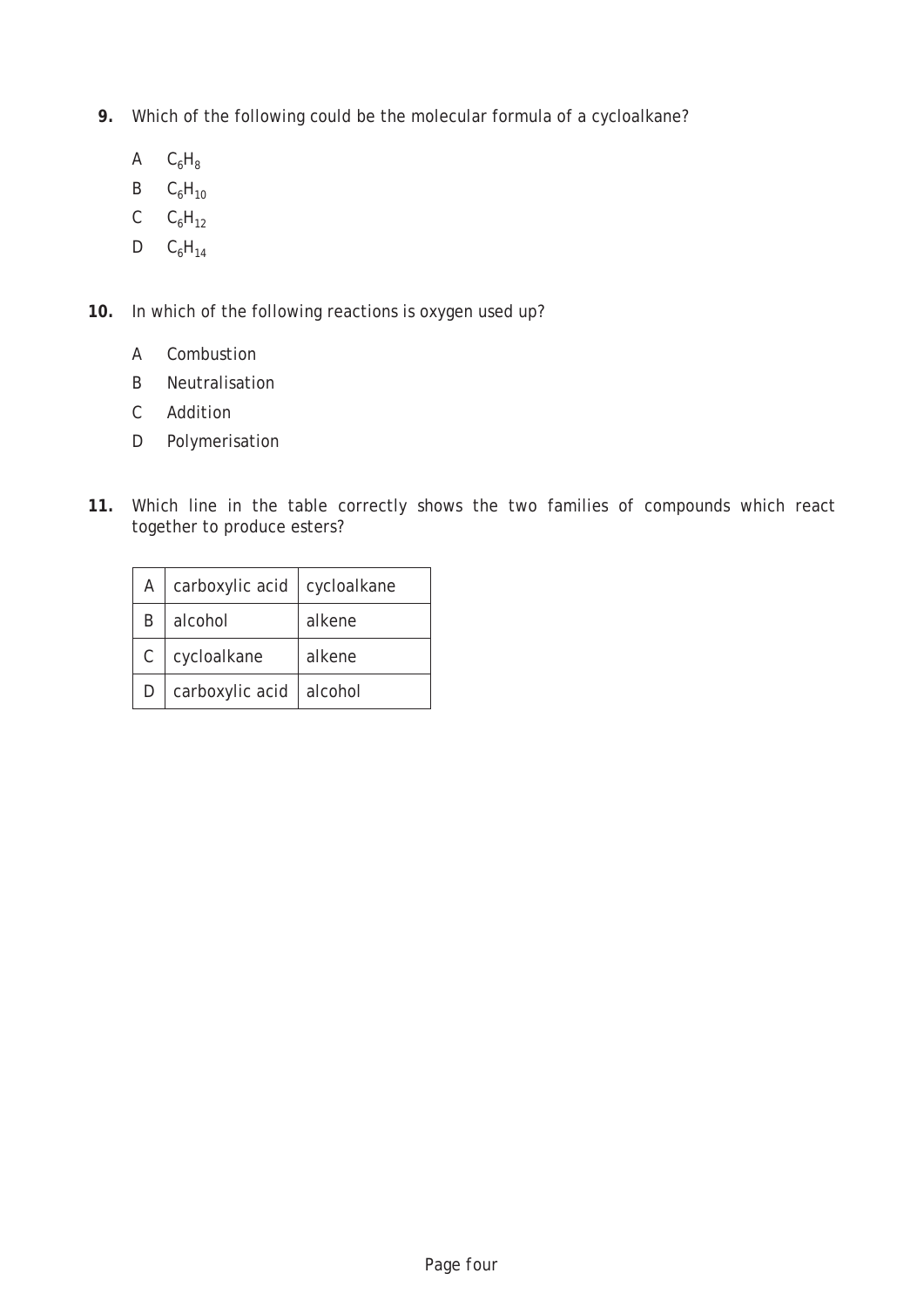**9.** Which of the following could be the molecular formula of a cycloalkane?

A $C_6H_8$

B $C_6H_{10}$

C $C_6H_{12}$

D $C_6H_{14}$

**10.** In which of the following reactions is oxygen used up?

A Combustion

B Neutralisation

C Addition

D Polymerisation

**11.** Which line in the table correctly shows the two families of compounds which react together to produce esters?

| | | |
|---|---|---|
| A | carboxylic acid | cycloalkane |
| B | alcohol | alkene |
| C | cycloalkane | alkene |
| D | carboxylic acid | alcohol |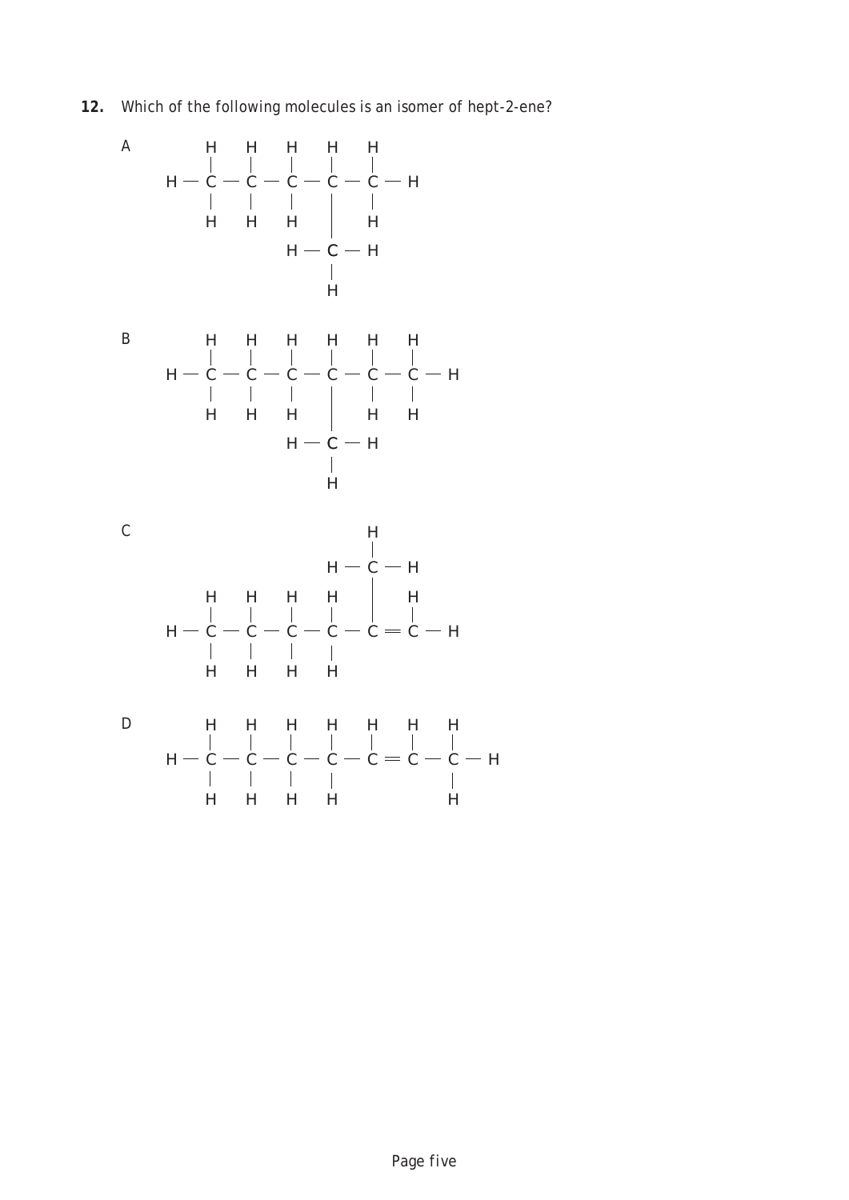**12.** Which of the following molecules is an isomer of hept-2-ene?

A

```
     H   H   H   H   H
     |   |   |   |   |
 H — C — C — C — C — C — H
     |   |   |   |   |
     H   H   H   |   H
                 |
             H — C — H
                 |
                 H
```

B

```
     H   H   H   H   H   H
     |   |   |   |   |   |
 H — C — C — C — C — C — C — H
     |   |   |   |   |   |
     H   H   H   |   H   H
                 |
             H — C — H
                 |
                 H
```

C

```
                     H
                     |
                 H — C — H
                     |
     H   H   H   H   |   H
     |   |   |   |   |   |
 H — C — C — C — C — C = C — H
     |   |   |   |
     H   H   H   H
```

D

```
     H   H   H   H   H   H   H
     |   |   |   |   |   |   |
 H — C — C — C — C — C = C — C — H
     |   |   |   |           |
     H   H   H   H           H
```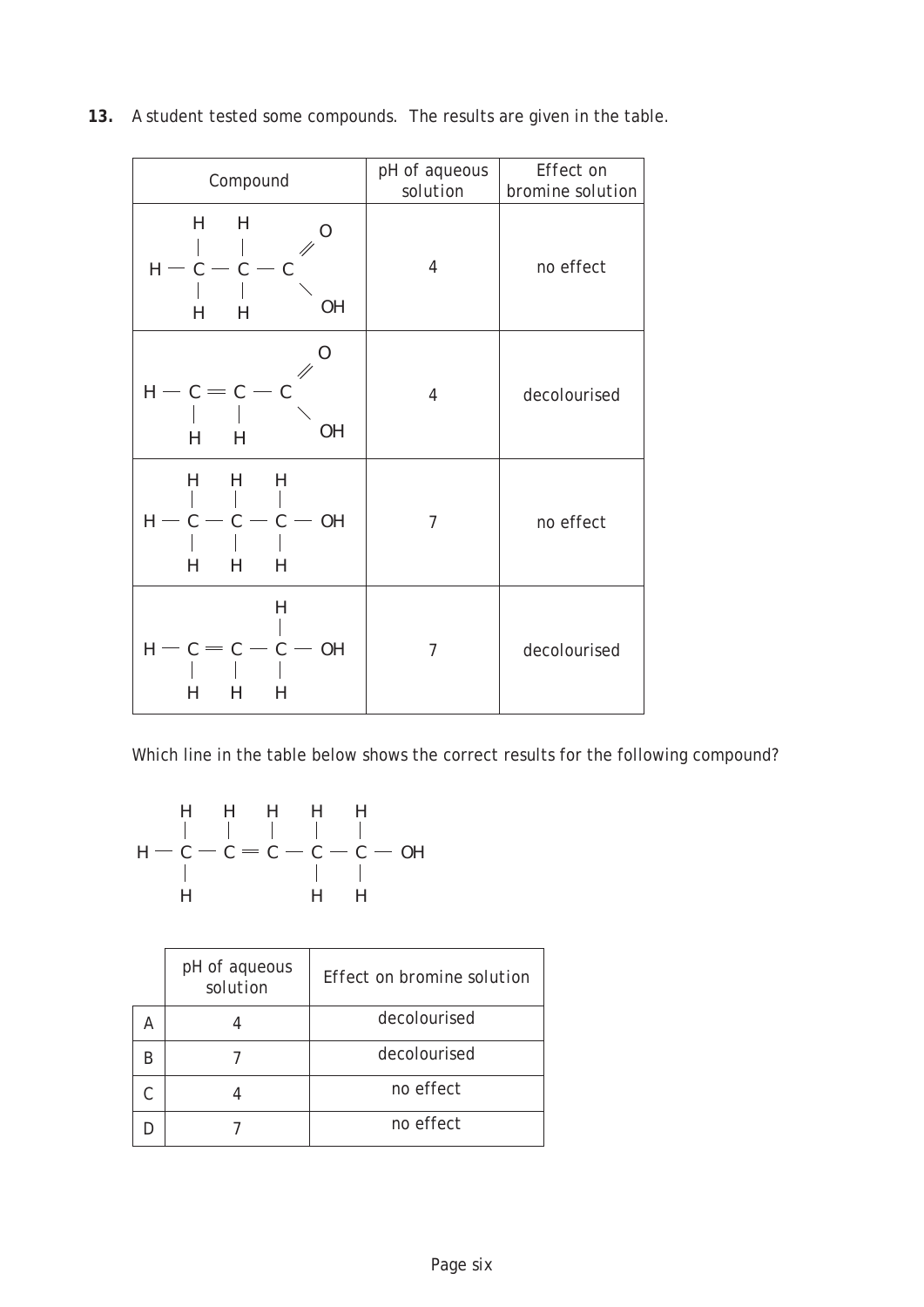**13.** A student tested some compounds. The results are given in the table.

| Compound | pH of aqueous solution | Effect on bromine solution |
|---|---|---|
| $CH_3CH_2COOH$ (H–C(H)(H)–C(H)(H)–C(=O)–OH) | 4 | no effect |
| $CH_2{=}CHCOOH$ (H–C(H)=C(H)–C(=O)–OH) | 4 | decolourised |
| $CH_3CH_2CH_2OH$ (H–C(H)(H)–C(H)(H)–C(H)(H)–OH) | 7 | no effect |
| $CH_2{=}CHCH_2OH$ (H–C(H)=C(H)–C(H)(H)–OH) | 7 | decolourised |

Which line in the table below shows the correct results for the following compound?

$CH_3CH{=}CHCH_2CH_2OH$ (H–C(H)(H)–C(H)=C(H)–C(H)(H)–C(H)(H)–OH)

| | pH of aqueous solution | Effect on bromine solution |
|---|---|---|
| A | 4 | decolourised |
| B | 7 | decolourised |
| C | 4 | no effect |
| D | 7 | no effect |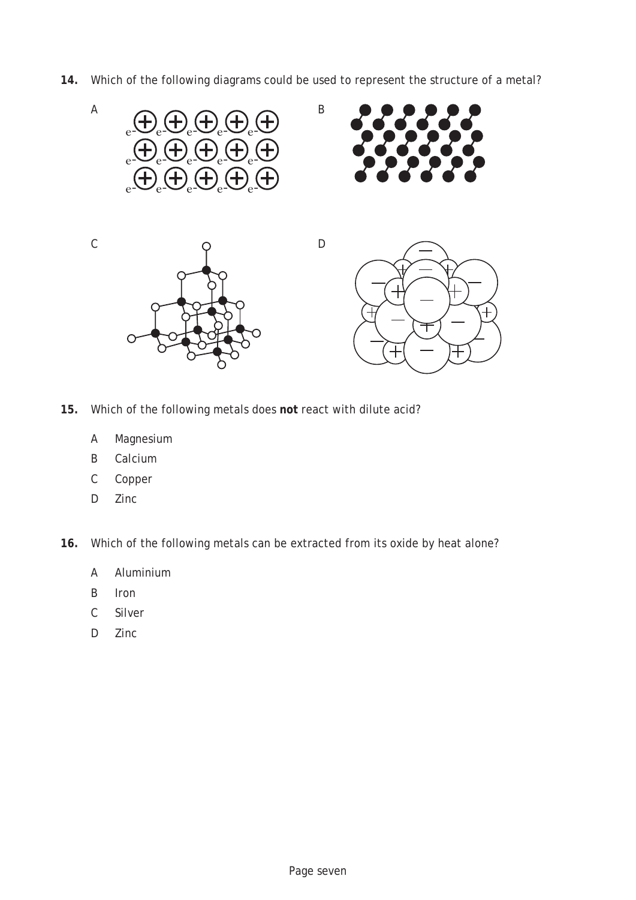**14.** Which of the following diagrams could be used to represent the structure of a metal?

A

B

C

D

**15.** Which of the following metals does **not** react with dilute acid?

- A Magnesium
- B Calcium
- C Copper
- D Zinc

**16.** Which of the following metals can be extracted from its oxide by heat alone?

- A Aluminium
- B Iron
- C Silver
- D Zinc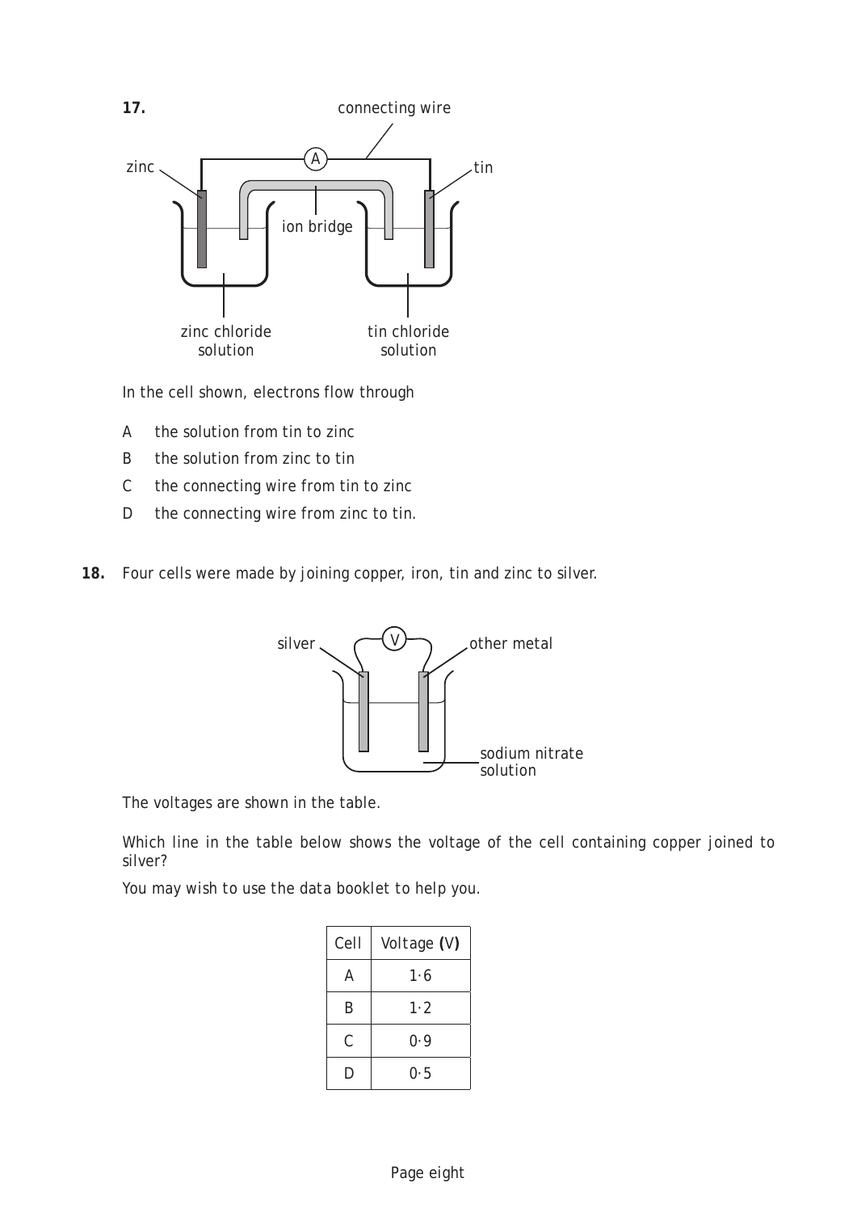**17.**

In the cell shown, electrons flow through

A the solution from tin to zinc

B the solution from zinc to tin

C the connecting wire from tin to zinc

D the connecting wire from zinc to tin.

**18.** Four cells were made by joining copper, iron, tin and zinc to silver.

The voltages are shown in the table.

Which line in the table below shows the voltage of the cell containing copper joined to silver?

*You may wish to use the data booklet to help you.*

| Cell | Voltage (V) |
|---|---|
| A | 1·6 |
| B | 1·2 |
| C | 0·9 |
| D | 0·5 |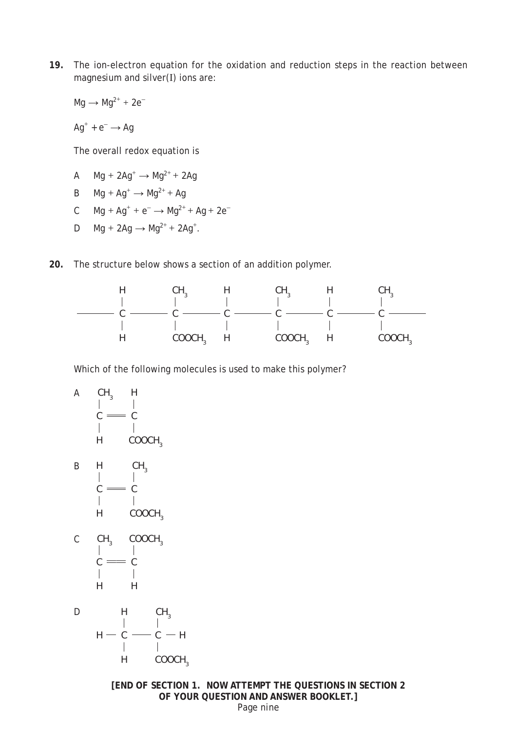**19.** The ion-electron equation for the oxidation and reduction steps in the reaction between magnesium and silver(I) ions are:

$Mg \rightarrow Mg^{2+} + 2e^-$

$Ag^+ + e^- \rightarrow Ag$

The overall redox equation is

A $Mg + 2Ag^+ \rightarrow Mg^{2+} + 2Ag$

B $Mg + Ag^+ \rightarrow Mg^{2+} + Ag$

C $Mg + Ag^+ + e^- \rightarrow Mg^{2+} + Ag + 2e^-$

D $Mg + 2Ag \rightarrow Mg^{2+} + 2Ag^+$.

**20.** The structure below shows a section of an addition polymer.

```
        H        CH3       H        CH3       H        CH3
        |        |         |        |         |        |
 ——— C ——— C ——— C ——— C ——— C ——— C ———
        |        |         |        |         |        |
        H        COOCH3    H        COOCH3    H        COOCH3
```

Which of the following molecules is used to make this polymer?

A
```
CH3    H
|      |
C ═══ C
|      |
H      COOCH3
```

B
```
H      CH3
|      |
C ═══ C
|      |
H      COOCH3
```

C
```
CH3    COOCH3
|      |
C ═══ C
|      |
H      H
```

D
```
     H      CH3
     |      |
H — C ——— C — H
     |      |
     H      COOCH3
```

**[END OF SECTION 1. NOW ATTEMPT THE QUESTIONS IN SECTION 2 OF YOUR QUESTION AND ANSWER BOOKLET.]**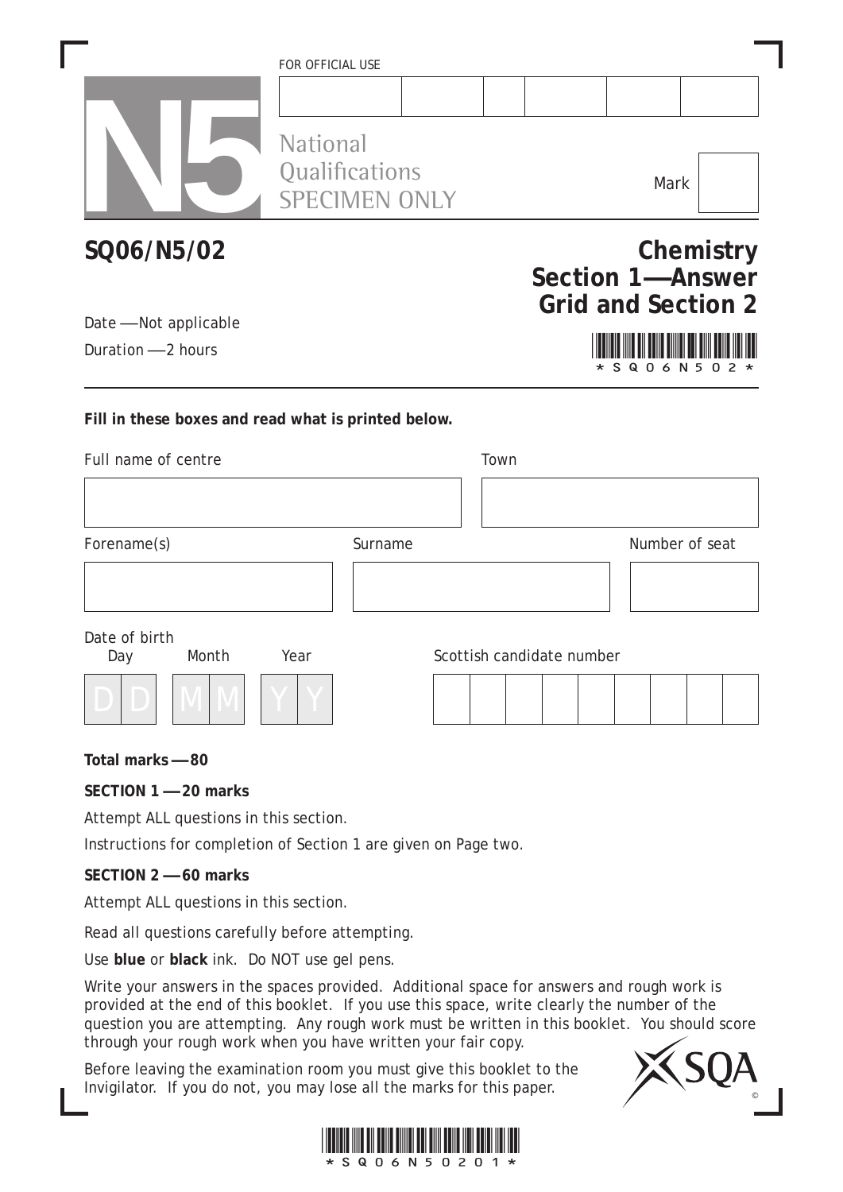FOR OFFICIAL USE

| | | | | | |
|---|---|---|---|---|---|
| | | | | | |

N5

National Qualifications SPECIMEN ONLY

Mark

# SQ06/N5/02

## Chemistry Section 1—Answer Grid and Section 2

Date — Not applicable

Duration — 2 hours

*SQ06N502*

**Fill in these boxes and read what is printed below.**

Full name of centre

Town

Forename(s)

Surname

Number of seat

Date of birth

Day Month Year

| D | D | M | M | Y | Y |
|---|---|---|---|---|---|

Scottish candidate number

**Total marks — 80**

**SECTION 1 — 20 marks**

Attempt ALL questions in this section.

Instructions for completion of Section 1 are given on Page two.

**SECTION 2 — 60 marks**

Attempt ALL questions in this section.

Read all questions carefully before attempting.

Use **blue** or **black** ink. Do NOT use gel pens.

Write your answers in the spaces provided. Additional space for answers and rough work is provided at the end of this booklet. If you use this space, write clearly the number of the question you are attempting. Any rough work must be written in this booklet. You should score through your rough work when you have written your fair copy.

Before leaving the examination room you must give this booklet to the Invigilator. If you do not, you may lose all the marks for this paper.

*SQ06N50201*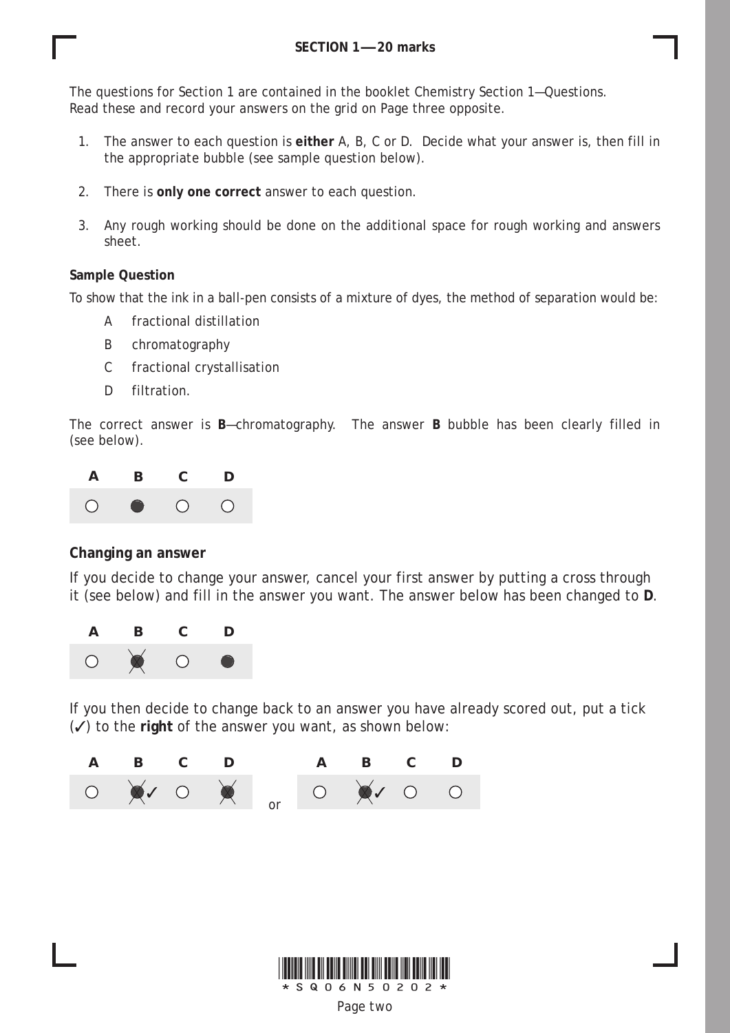## SECTION 1 — 20 marks

The questions for Section 1 are contained in the booklet Chemistry Section 1—Questions. Read these and record your answers on the grid on Page three opposite.

1. The answer to each question is **either** A, B, C or D. Decide what your answer is, then fill in the appropriate bubble (see sample question below).
2. There is **only one correct** answer to each question.
3. Any rough working should be done on the additional space for rough working and answers sheet.

**Sample Question**

To show that the ink in a ball-pen consists of a mixture of dyes, the method of separation would be:

A fractional distillation

B chromatography

C fractional crystallisation

D filtration.

The correct answer is **B**—chromatography. The answer **B** bubble has been clearly filled in (see below).

| A | B | C | D |
|---|---|---|---|
| ○ | ● | ○ | ○ |

**Changing an answer**

If you decide to change your answer, cancel your first answer by putting a cross through it (see below) and fill in the answer you want. The answer below has been changed to **D**.

| A | B | C | D |
|---|---|---|---|
| ○ | ⊗ | ○ | ● |

If you then decide to change back to an answer you have already scored out, put a tick (✓) to the **right** of the answer you want, as shown below:

| A | B | C | D |
|---|---|---|---|
| ○ | ⊗✓ | ○ | ⊗ |

or

| A | B | C | D |
|---|---|---|---|
| ○ | ⊗✓ | ○ | ○ |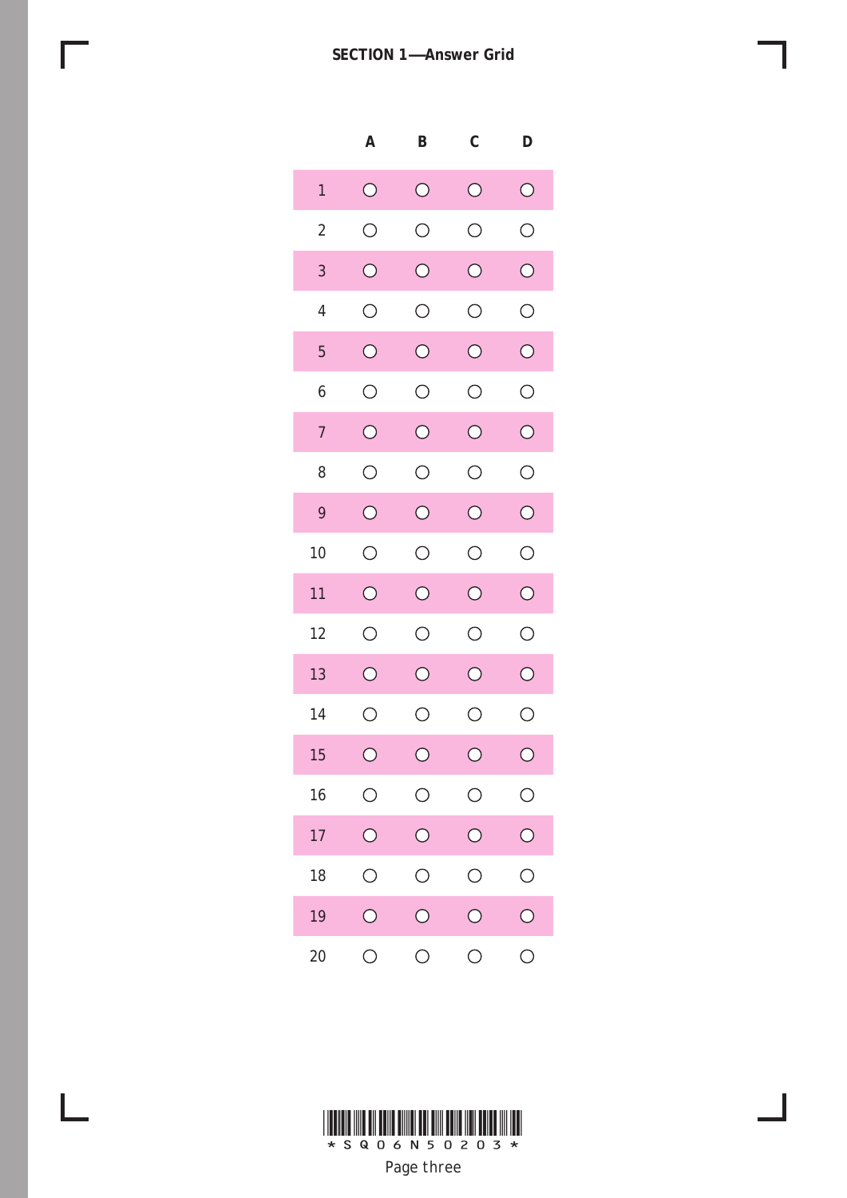**SECTION 1—Answer Grid**

| | A | B | C | D |
|---|---|---|---|---|
| 1 | ○ | ○ | ○ | ○ |
| 2 | ○ | ○ | ○ | ○ |
| 3 | ○ | ○ | ○ | ○ |
| 4 | ○ | ○ | ○ | ○ |
| 5 | ○ | ○ | ○ | ○ |
| 6 | ○ | ○ | ○ | ○ |
| 7 | ○ | ○ | ○ | ○ |
| 8 | ○ | ○ | ○ | ○ |
| 9 | ○ | ○ | ○ | ○ |
| 10 | ○ | ○ | ○ | ○ |
| 11 | ○ | ○ | ○ | ○ |
| 12 | ○ | ○ | ○ | ○ |
| 13 | ○ | ○ | ○ | ○ |
| 14 | ○ | ○ | ○ | ○ |
| 15 | ○ | ○ | ○ | ○ |
| 16 | ○ | ○ | ○ | ○ |
| 17 | ○ | ○ | ○ | ○ |
| 18 | ○ | ○ | ○ | ○ |
| 19 | ○ | ○ | ○ | ○ |
| 20 | ○ | ○ | ○ | ○ |

*SQ06N50203*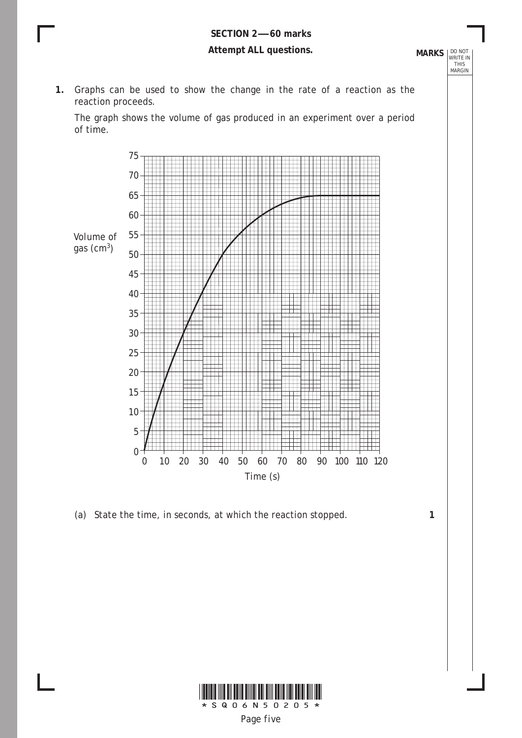## SECTION 2 — 60 marks

**Attempt ALL questions.**

MARKS

**1.** Graphs can be used to show the change in the rate of a reaction as the reaction proceeds.

The graph shows the volume of gas produced in an experiment over a period of time.

Volume of gas ($cm^3$)

Time (s)

(a) State the time, in seconds, at which the reaction stopped. **1**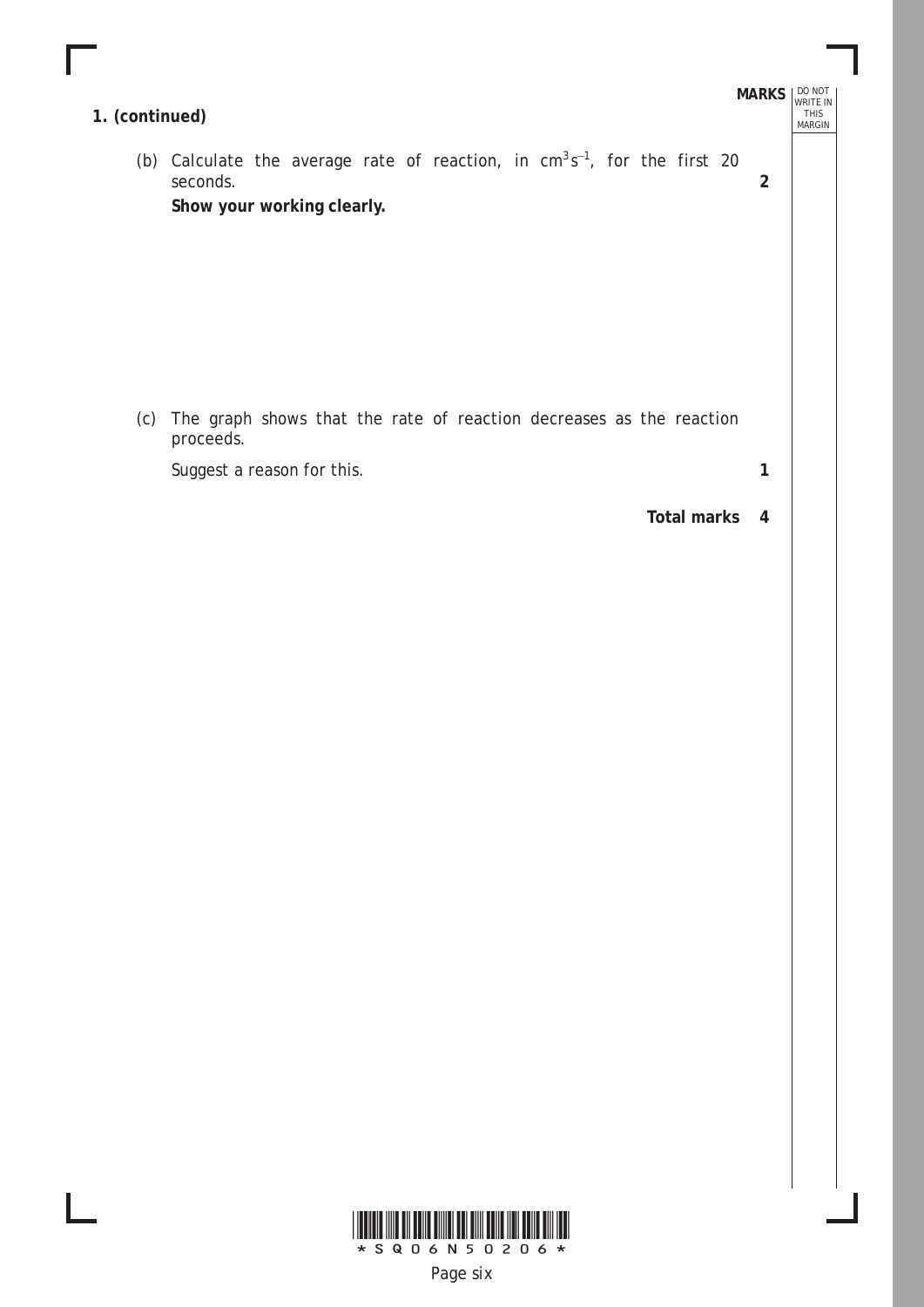**1. (continued)**

MARKS

(b) Calculate the average rate of reaction, in $cm^3 s^{-1}$, for the first 20 seconds. **2**

**Show your working clearly.**

(c) The graph shows that the rate of reaction decreases as the reaction proceeds.

*Suggest a reason for this.* **1**

**Total marks 4**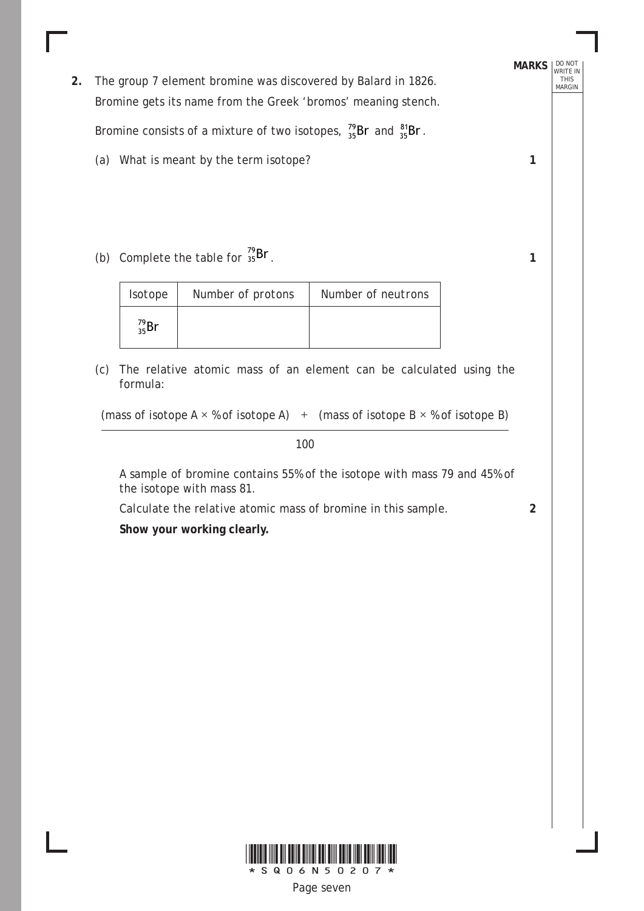**2.** The group 7 element bromine was discovered by Balard in 1826.

Bromine gets its name from the Greek 'bromos' meaning stench.

Bromine consists of a mixture of two isotopes, $^{79}_{35}Br$ and $^{81}_{35}Br$.

(a) What is meant by the term isotope? **1**

(b) Complete the table for $^{79}_{35}Br$. **1**

| Isotope | Number of protons | Number of neutrons |
|---|---|---|
| $^{79}_{35}Br$ | | |

(c) The relative atomic mass of an element can be calculated using the formula:

$$\frac{(\text{mass of isotope A} \times \text{\% of isotope A}) \; + \; (\text{mass of isotope B} \times \text{\% of isotope B})}{100}$$

A sample of bromine contains 55% of the isotope with mass 79 and 45% of the isotope with mass 81.

Calculate the relative atomic mass of bromine in this sample. **2**

**Show your working clearly.**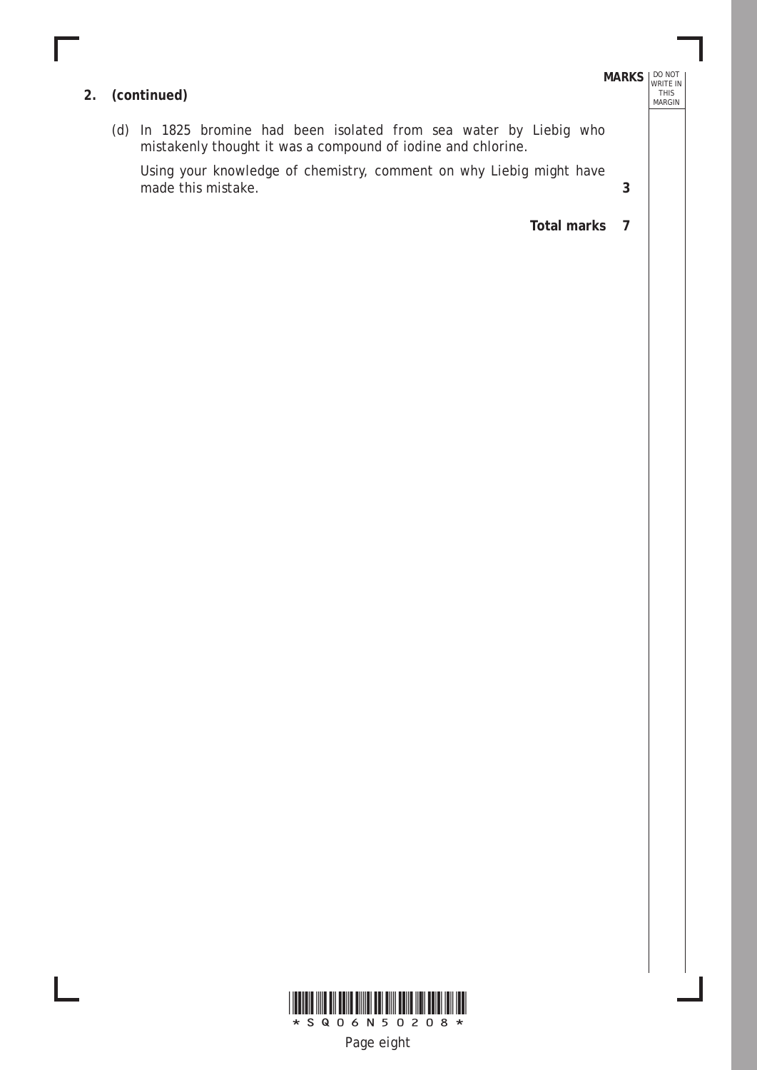**2. (continued)**

(d) In 1825 bromine had been isolated from sea water by Liebig who mistakenly thought it was a compound of iodine and chlorine.

*Using your knowledge of chemistry, comment on why Liebig might have made this mistake.* **3**

**Total marks 7**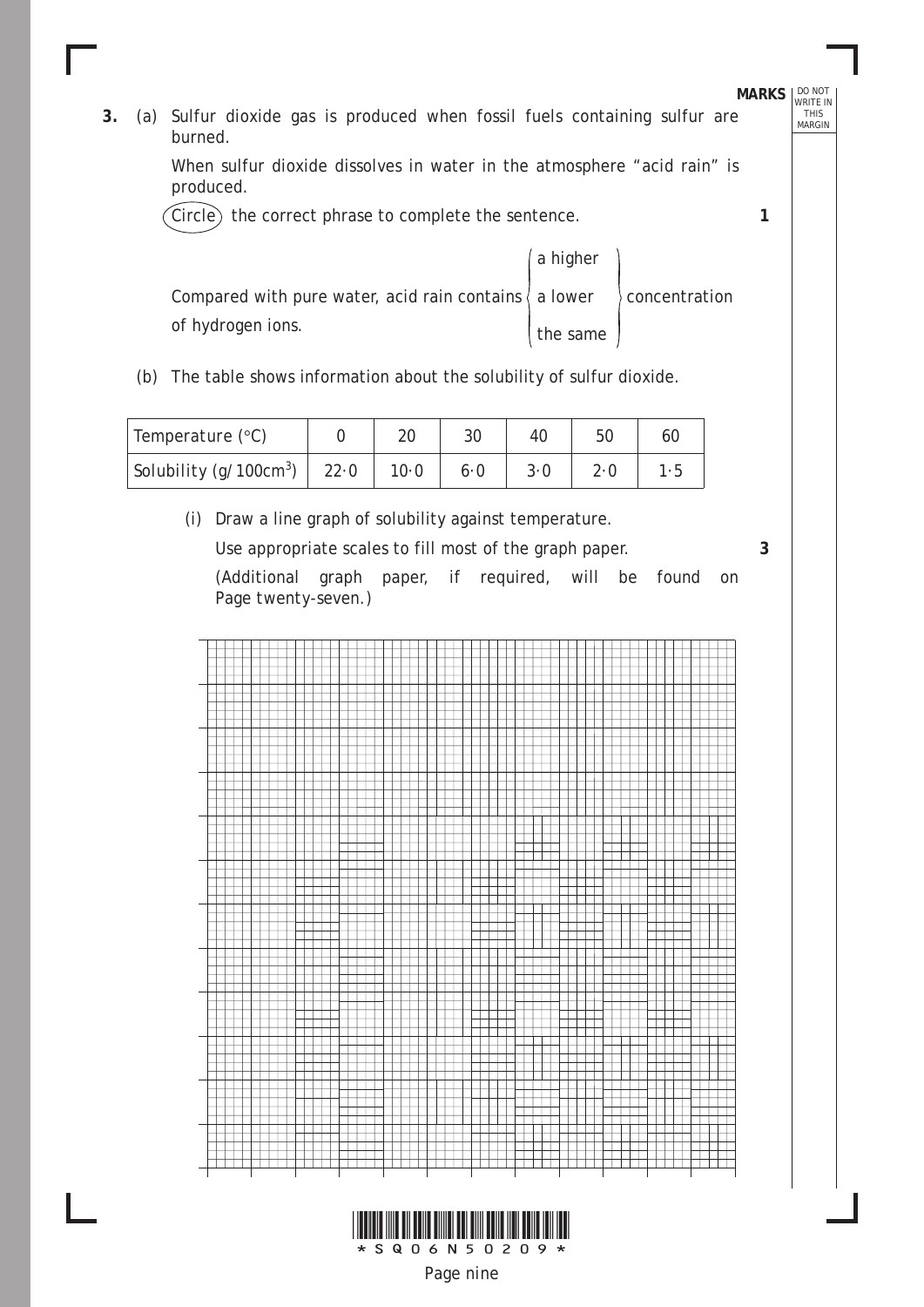**3.** (a) Sulfur dioxide gas is produced when fossil fuels containing sulfur are burned.

When sulfur dioxide dissolves in water in the atmosphere "acid rain" is produced.

Circle the correct phrase to complete the sentence. **1**

Compared with pure water, acid rain contains { a higher / a lower / the same } concentration of hydrogen ions.

(b) The table shows information about the solubility of sulfur dioxide.

| Temperature (°C) | 0 | 20 | 30 | 40 | 50 | 60 |
|---|---|---|---|---|---|---|
| Solubility (g/100cm$^3$) | 22·0 | 10·0 | 6·0 | 3·0 | 2·0 | 1·5 |

(i) Draw a line graph of solubility against temperature.

Use appropriate scales to fill most of the graph paper. **3**

(Additional graph paper, if required, will be found on Page twenty-seven.)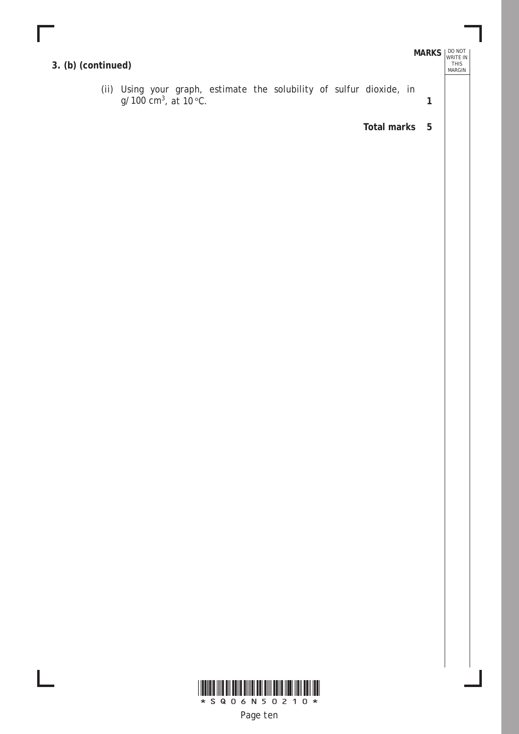**3. (b) (continued)**

(ii) Using your graph, estimate the solubility of sulfur dioxide, in g/100 $cm^3$, at 10 °C. **1**

**Total marks 5**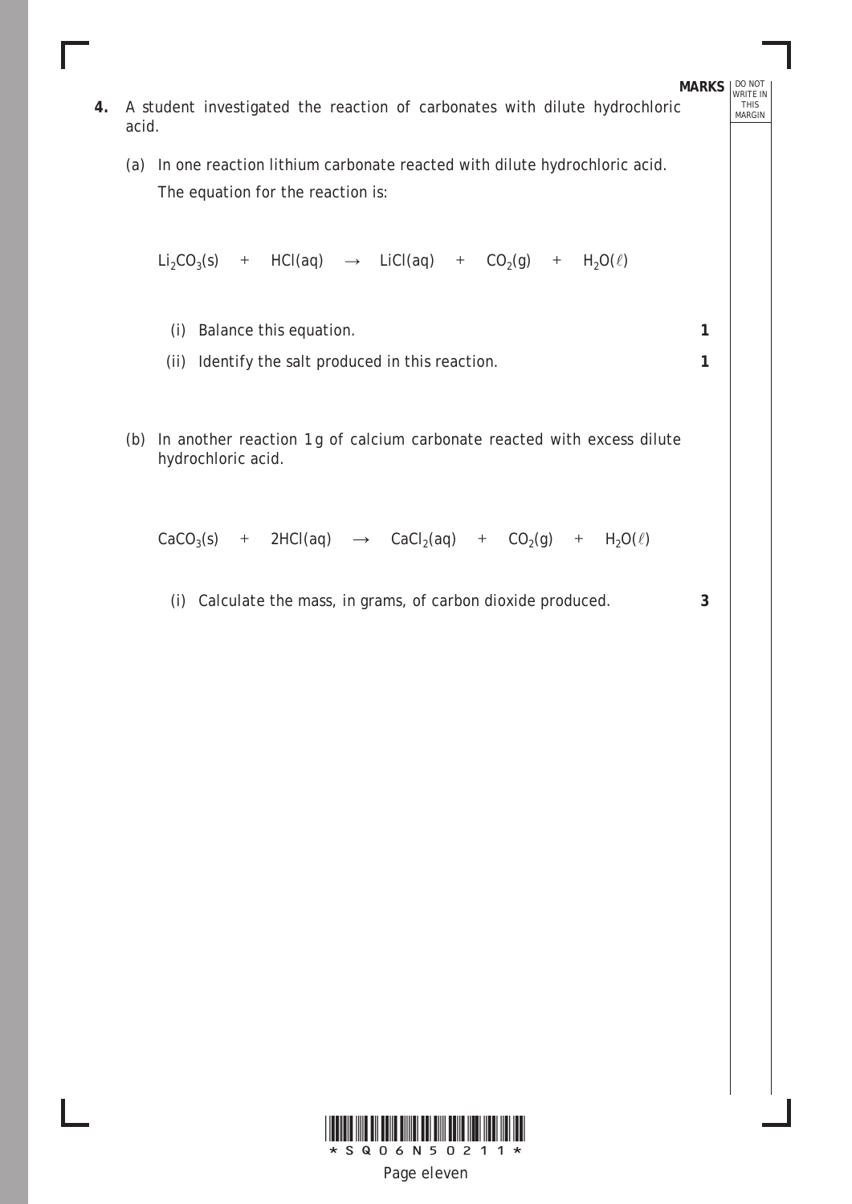**MARKS**

**4.** A student investigated the reaction of carbonates with dilute hydrochloric acid.

(a) In one reaction lithium carbonate reacted with dilute hydrochloric acid.

The equation for the reaction is:

$$Li_2CO_3(s) \quad + \quad HCl(aq) \quad \rightarrow \quad LiCl(aq) \quad + \quad CO_2(g) \quad + \quad H_2O(\ell)$$

(i) Balance this equation. **1**

(ii) Identify the salt produced in this reaction. **1**

(b) In another reaction 1 g of calcium carbonate reacted with excess dilute hydrochloric acid.

$$CaCO_3(s) \quad + \quad 2HCl(aq) \quad \rightarrow \quad CaCl_2(aq) \quad + \quad CO_2(g) \quad + \quad H_2O(\ell)$$

(i) Calculate the mass, in grams, of carbon dioxide produced. **3**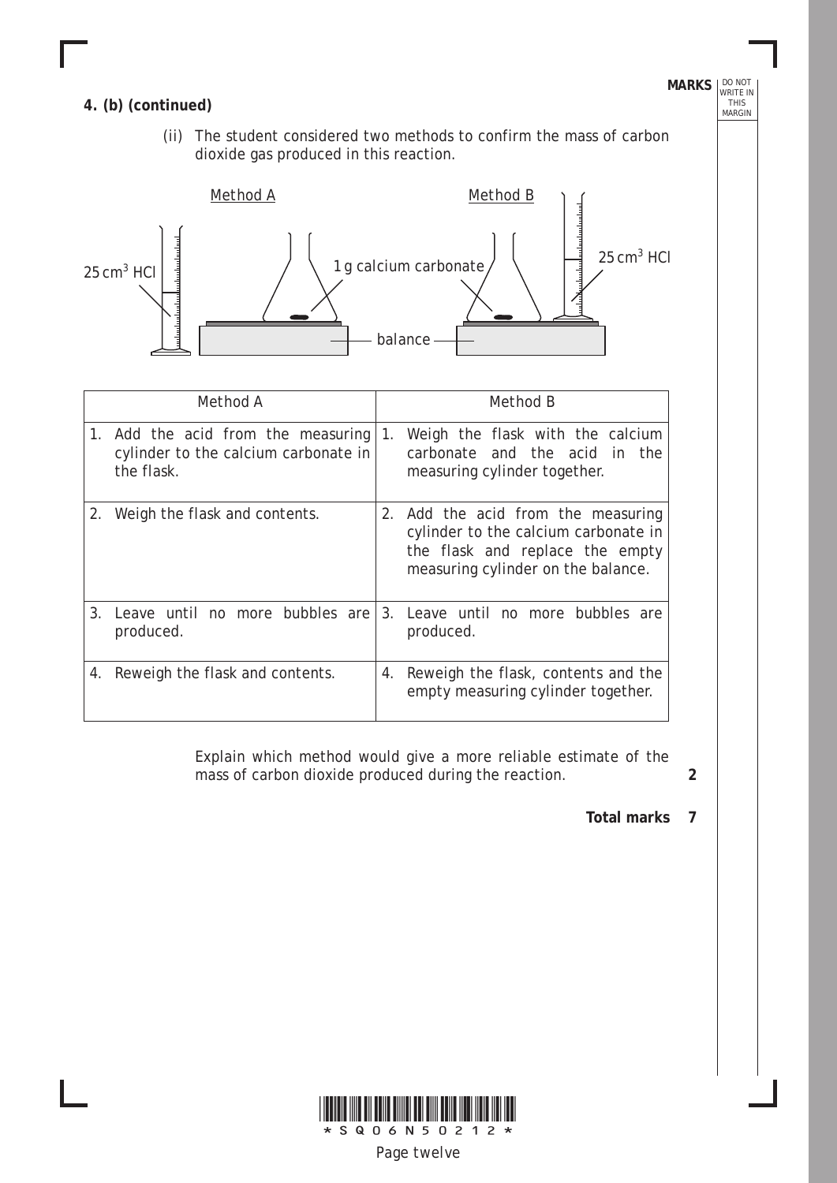**4. (b) (continued)**

(ii) The student considered two methods to confirm the mass of carbon dioxide gas produced in this reaction.

Method A

Method B

$25\,cm^3$ HCl

1 g calcium carbonate

$25\,cm^3$ HCl

balance

| Method A | Method B |
|---|---|
| 1. Add the acid from the measuring cylinder to the calcium carbonate in the flask. | 1. Weigh the flask with the calcium carbonate and the acid in the measuring cylinder together. |
| 2. Weigh the flask and contents. | 2. Add the acid from the measuring cylinder to the calcium carbonate in the flask and replace the empty measuring cylinder on the balance. |
| 3. Leave until no more bubbles are produced. | 3. Leave until no more bubbles are produced. |
| 4. Reweigh the flask and contents. | 4. Reweigh the flask, contents and the empty measuring cylinder together. |

Explain which method would give a more reliable estimate of the mass of carbon dioxide produced during the reaction. **2**

**Total marks 7**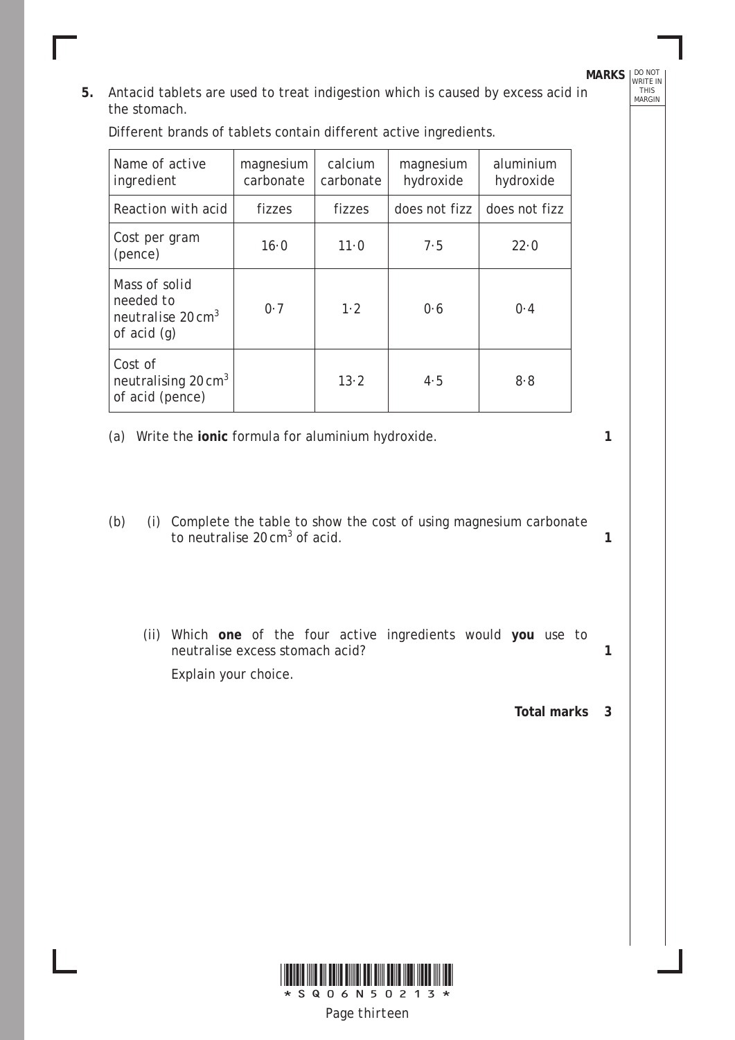**5.** Antacid tablets are used to treat indigestion which is caused by excess acid in the stomach.

Different brands of tablets contain different active ingredients.

| Name of active ingredient | magnesium carbonate | calcium carbonate | magnesium hydroxide | aluminium hydroxide |
|---|---|---|---|---|
| Reaction with acid | fizzes | fizzes | does not fizz | does not fizz |
| Cost per gram (pence) | 16·0 | 11·0 | 7·5 | 22·0 |
| Mass of solid needed to neutralise 20 $cm^3$ of acid (g) | 0·7 | 1·2 | 0·6 | 0·4 |
| Cost of neutralising 20 $cm^3$ of acid (pence) | | 13·2 | 4·5 | 8·8 |

(a) Write the **ionic** formula for aluminium hydroxide. **1**

(b) (i) Complete the table to show the cost of using magnesium carbonate to neutralise 20 $cm^3$ of acid. **1**

(ii) Which **one** of the four active ingredients would **you** use to neutralise excess stomach acid? **1**

Explain your choice.

**Total marks 3**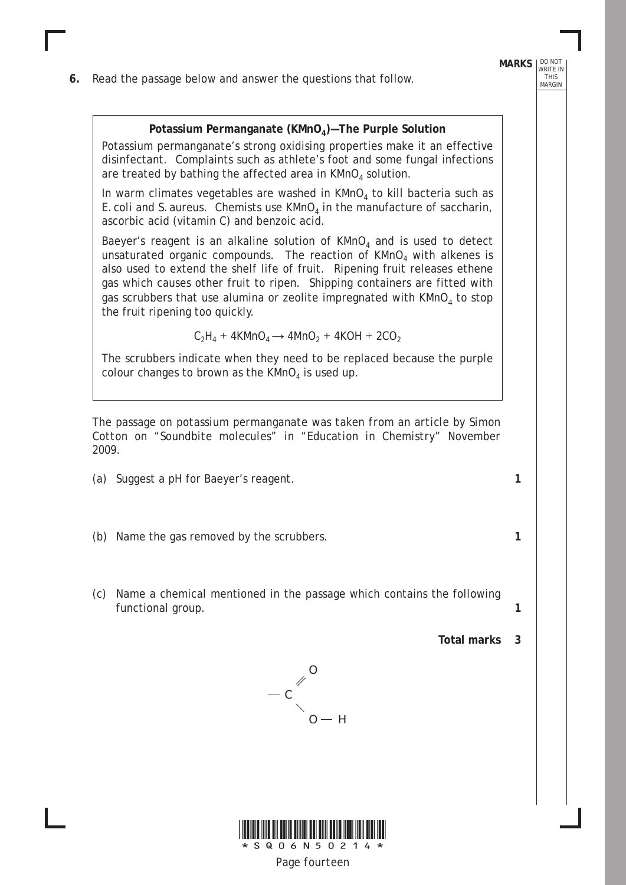**6.** Read the passage below and answer the questions that follow.

**Potassium Permanganate ($KMnO_4$)—The Purple Solution**

Potassium permanganate's strong oxidising properties make it an effective disinfectant. Complaints such as athlete's foot and some fungal infections are treated by bathing the affected area in $KMnO_4$ solution.

In warm climates vegetables are washed in $KMnO_4$ to kill bacteria such as E. coli and S. aureus. Chemists use $KMnO_4$ in the manufacture of saccharin, ascorbic acid (vitamin C) and benzoic acid.

Baeyer's reagent is an alkaline solution of $KMnO_4$ and is used to detect unsaturated organic compounds. The reaction of $KMnO_4$ with alkenes is also used to extend the shelf life of fruit. Ripening fruit releases ethene gas which causes other fruit to ripen. Shipping containers are fitted with gas scrubbers that use alumina or zeolite impregnated with $KMnO_4$ to stop the fruit ripening too quickly.

$$C_2H_4 + 4KMnO_4 \longrightarrow 4MnO_2 + 4KOH + 2CO_2$$

The scrubbers indicate when they need to be replaced because the purple colour changes to brown as the $KMnO_4$ is used up.

*The passage on potassium permanganate was taken from an article by Simon Cotton on "Soundbite molecules" in "Education in Chemistry" November 2009.*

(a) Suggest a pH for Baeyer's reagent. **1**

(b) Name the gas removed by the scrubbers. **1**

(c) Name a chemical mentioned in the passage which contains the following functional group. **1**

**Total marks 3**

```
      O
     //
 — C
     \
      O — H
```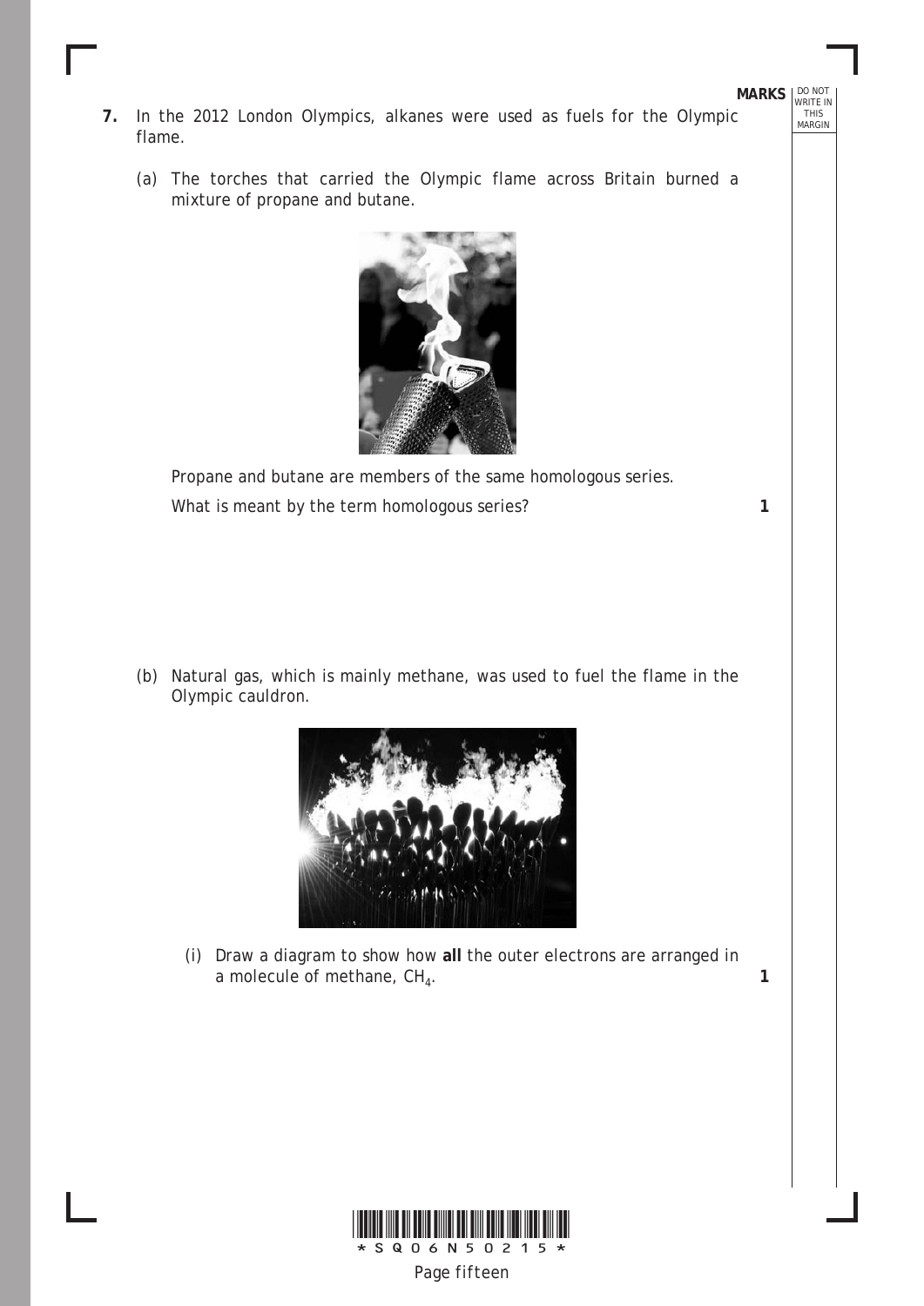**7.** In the 2012 London Olympics, alkanes were used as fuels for the Olympic flame.

(a) The torches that carried the Olympic flame across Britain burned a mixture of propane and butane.

Propane and butane are members of the same homologous series.

What is meant by the term homologous series? **1**

(b) Natural gas, which is mainly methane, was used to fuel the flame in the Olympic cauldron.

(i) Draw a diagram to show how **all** the outer electrons are arranged in a molecule of methane, $CH_4$. **1**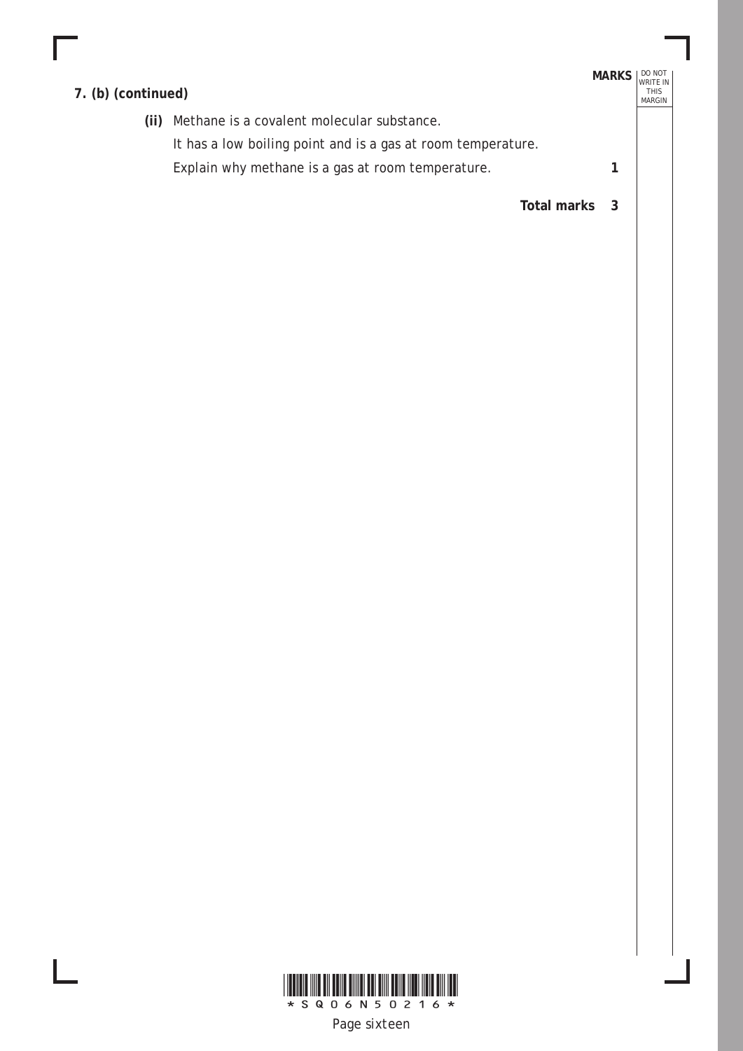**7. (b) (continued)**

**MARKS**

**(ii)** Methane is a covalent molecular substance.

It has a low boiling point and is a gas at room temperature.

Explain why methane is a gas at room temperature. **1**

**Total marks 3**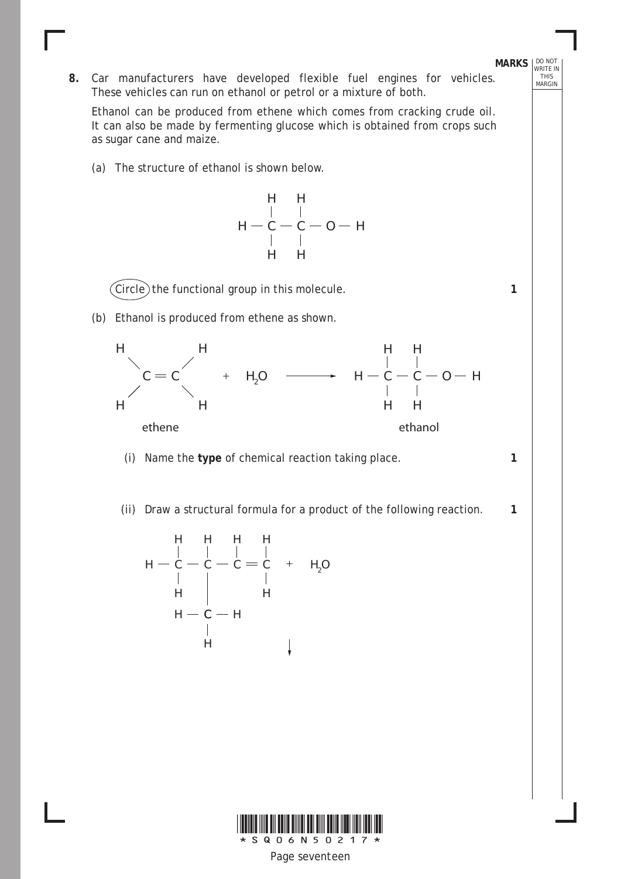**8.** Car manufacturers have developed flexible fuel engines for vehicles. These vehicles can run on ethanol or petrol or a mixture of both.

Ethanol can be produced from ethene which comes from cracking crude oil. It can also be made by fermenting glucose which is obtained from crops such as sugar cane and maize.

(a) The structure of ethanol is shown below.

```
     H   H
     |   |
 H — C — C — O — H
     |   |
     H   H
```

(Circle) the functional group in this molecule. **1**

(b) Ethanol is produced from ethene as shown.

```
 H         H                          H   H
   \     /                            |   |
    C = C      +   H2O   ———→    H — C — C — O — H
   /     \                            |   |
 H         H                          H   H

   ethene                               ethanol
```

(i) Name the **type** of chemical reaction taking place. **1**

(ii) Draw a structural formula for a product of the following reaction. **1**

```
     H   H   H   H
     |   |   |   |
 H — C — C — C = C    +   H2O
     |   |       |
     H   |       H
     H — C — H
         |
         H
                      ↓
```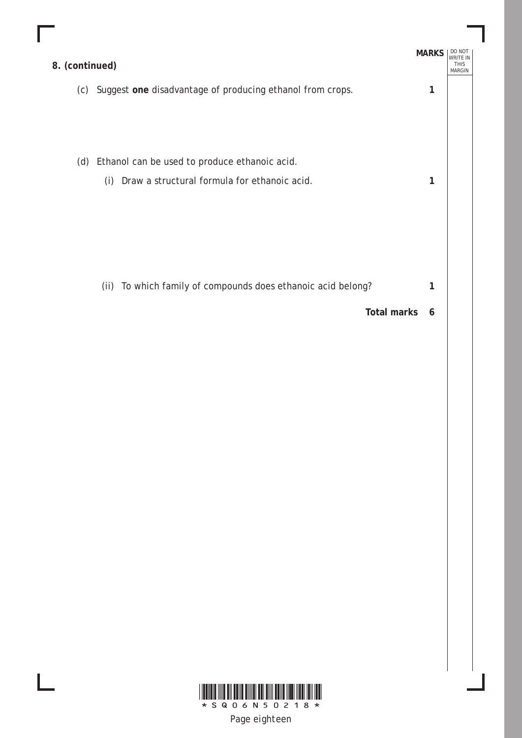**8. (continued)**

MARKS

(c) Suggest **one** disadvantage of producing ethanol from crops. **1**

(d) Ethanol can be used to produce ethanoic acid.

(i) Draw a structural formula for ethanoic acid. **1**

(ii) To which family of compounds does ethanoic acid belong? **1**

**Total marks 6**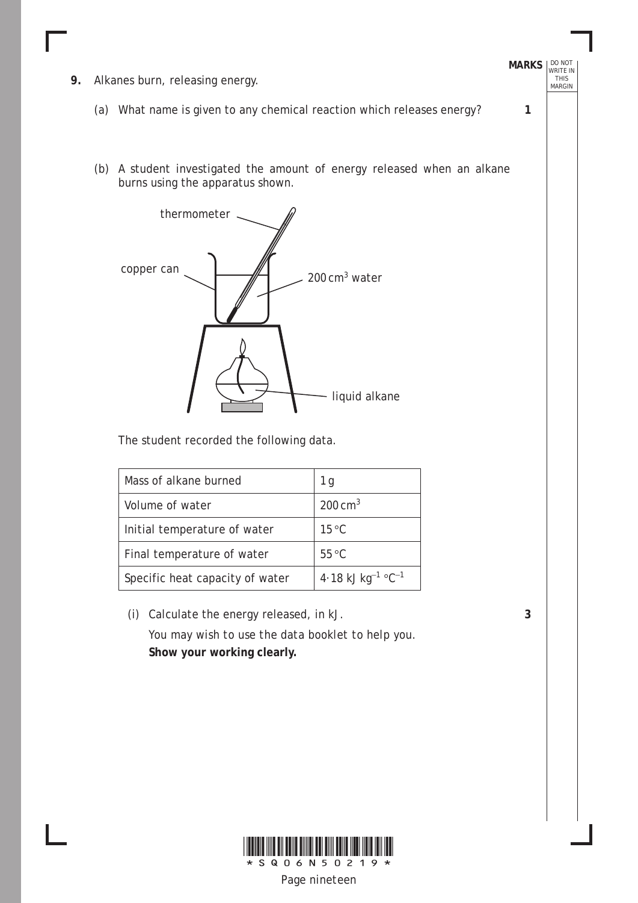**9.** Alkanes burn, releasing energy.

(a) What name is given to any chemical reaction which releases energy? **1**

(b) A student investigated the amount of energy released when an alkane burns using the apparatus shown.

thermometer

copper can

$200\ cm^3$ water

liquid alkane

The student recorded the following data.

| Mass of alkane burned | 1 g |
|---|---|
| Volume of water | $200\ cm^3$ |
| Initial temperature of water | 15 °C |
| Final temperature of water | 55 °C |
| Specific heat capacity of water | $4{\cdot}18\ kJ\ kg^{-1}\ °C^{-1}$ |

(i) Calculate the energy released, in kJ. **3**

*You may wish to use the data booklet to help you.*

**Show your working clearly.**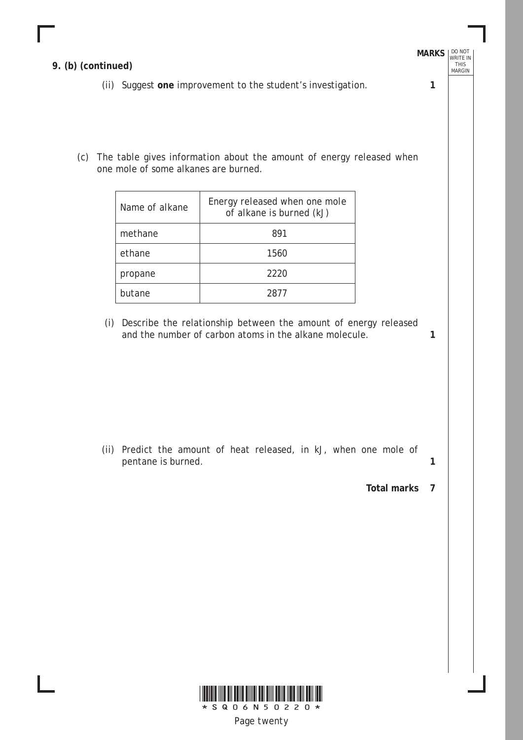**9. (b) (continued)**

MARKS

(ii) Suggest **one** improvement to the student's investigation. **1**

(c) The table gives information about the amount of energy released when one mole of some alkanes are burned.

| Name of alkane | Energy released when one mole of alkane is burned (kJ) |
| --- | --- |
| methane | 891 |
| ethane | 1560 |
| propane | 2220 |
| butane | 2877 |

(i) Describe the relationship between the amount of energy released and the number of carbon atoms in the alkane molecule. **1**

(ii) Predict the amount of heat released, in kJ, when one mole of pentane is burned. **1**

**Total marks 7**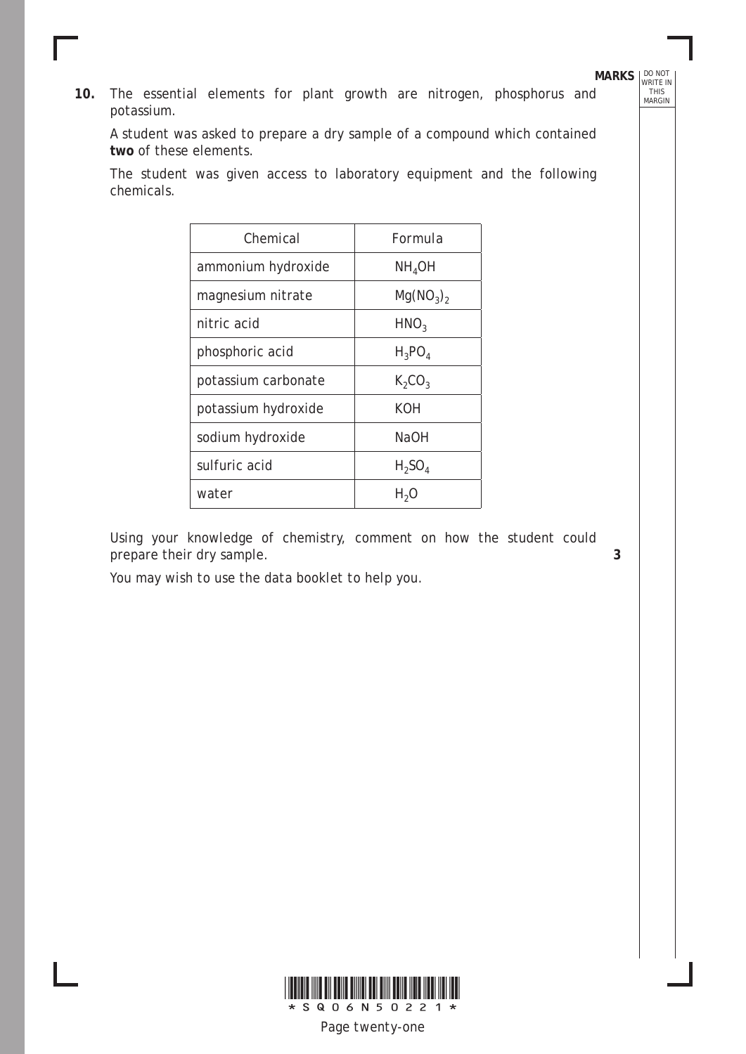**10.** The essential elements for plant growth are nitrogen, phosphorus and potassium.

A student was asked to prepare a dry sample of a compound which contained **two** of these elements.

The student was given access to laboratory equipment and the following chemicals.

| Chemical | Formula |
|---|---|
| ammonium hydroxide | $NH_4OH$ |
| magnesium nitrate | $Mg(NO_3)_2$ |
| nitric acid | $HNO_3$ |
| phosphoric acid | $H_3PO_4$ |
| potassium carbonate | $K_2CO_3$ |
| potassium hydroxide | $KOH$ |
| sodium hydroxide | $NaOH$ |
| sulfuric acid | $H_2SO_4$ |
| water | $H_2O$ |

Using your knowledge of chemistry, comment on how the student could prepare their dry sample. **3**

*You may wish to use the data booklet to help you.*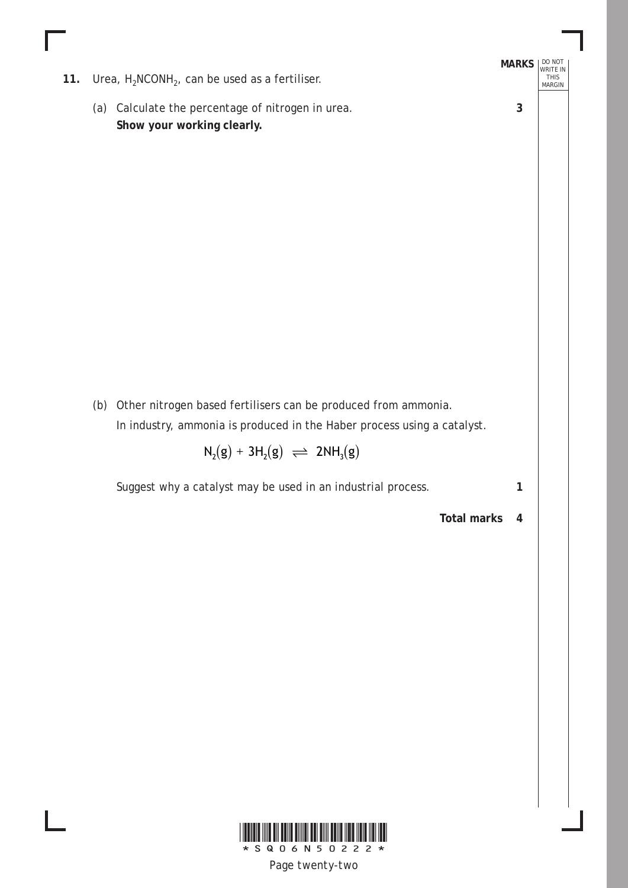**11.** Urea, $H_2NCONH_2$, can be used as a fertiliser.

(a) Calculate the percentage of nitrogen in urea. **3**

**Show your working clearly.**

(b) Other nitrogen based fertilisers can be produced from ammonia.

In industry, ammonia is produced in the Haber process using a catalyst.

$$N_2(g) + 3H_2(g) \rightleftharpoons 2NH_3(g)$$

Suggest why a catalyst may be used in an industrial process. **1**

**Total marks 4**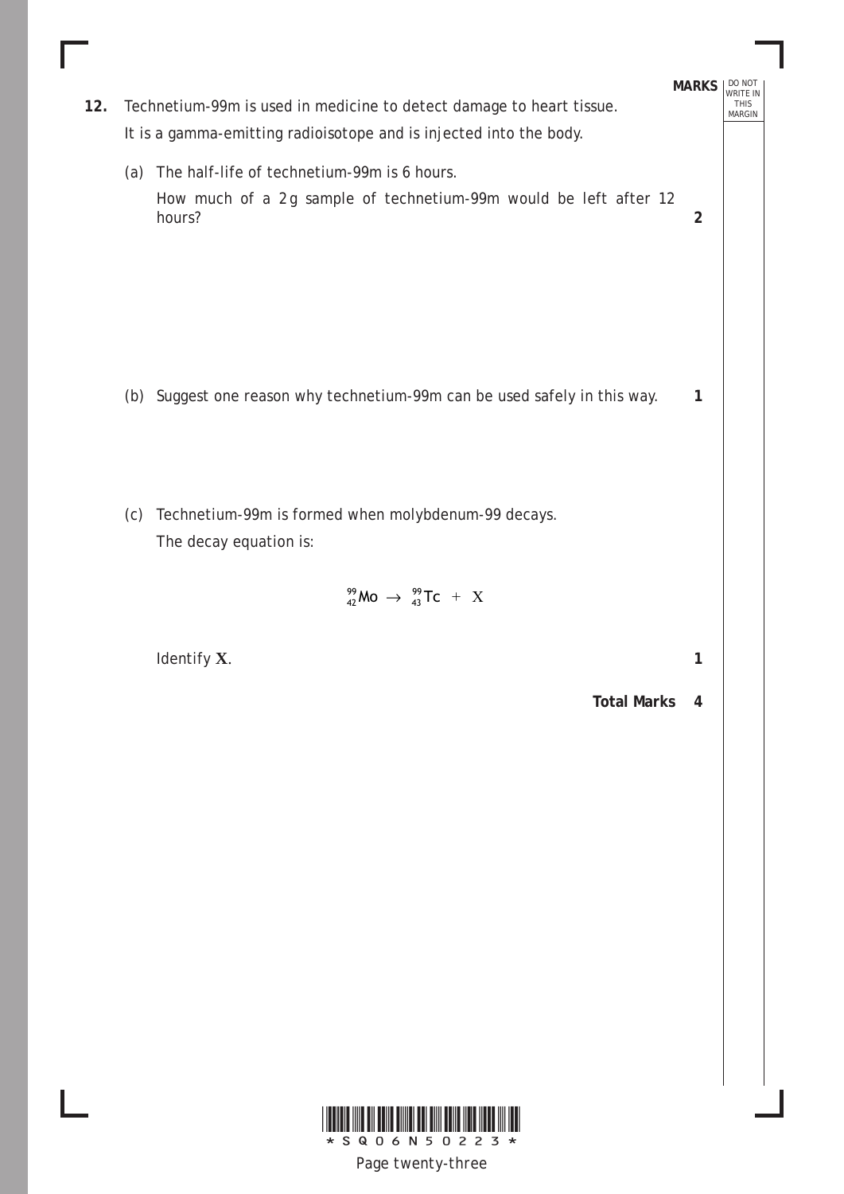**12.** Technetium-99m is used in medicine to detect damage to heart tissue.

It is a gamma-emitting radioisotope and is injected into the body.

(a) The half-life of technetium-99m is 6 hours.

How much of a 2 g sample of technetium-99m would be left after 12 hours? **2**

(b) Suggest one reason why technetium-99m can be used safely in this way. **1**

(c) Technetium-99m is formed when molybdenum-99 decays.

The decay equation is:

$$^{99}_{42}\text{Mo} \rightarrow {}^{99}_{43}\text{Tc} + \text{X}$$

Identify **X**. **1**

**Total Marks 4**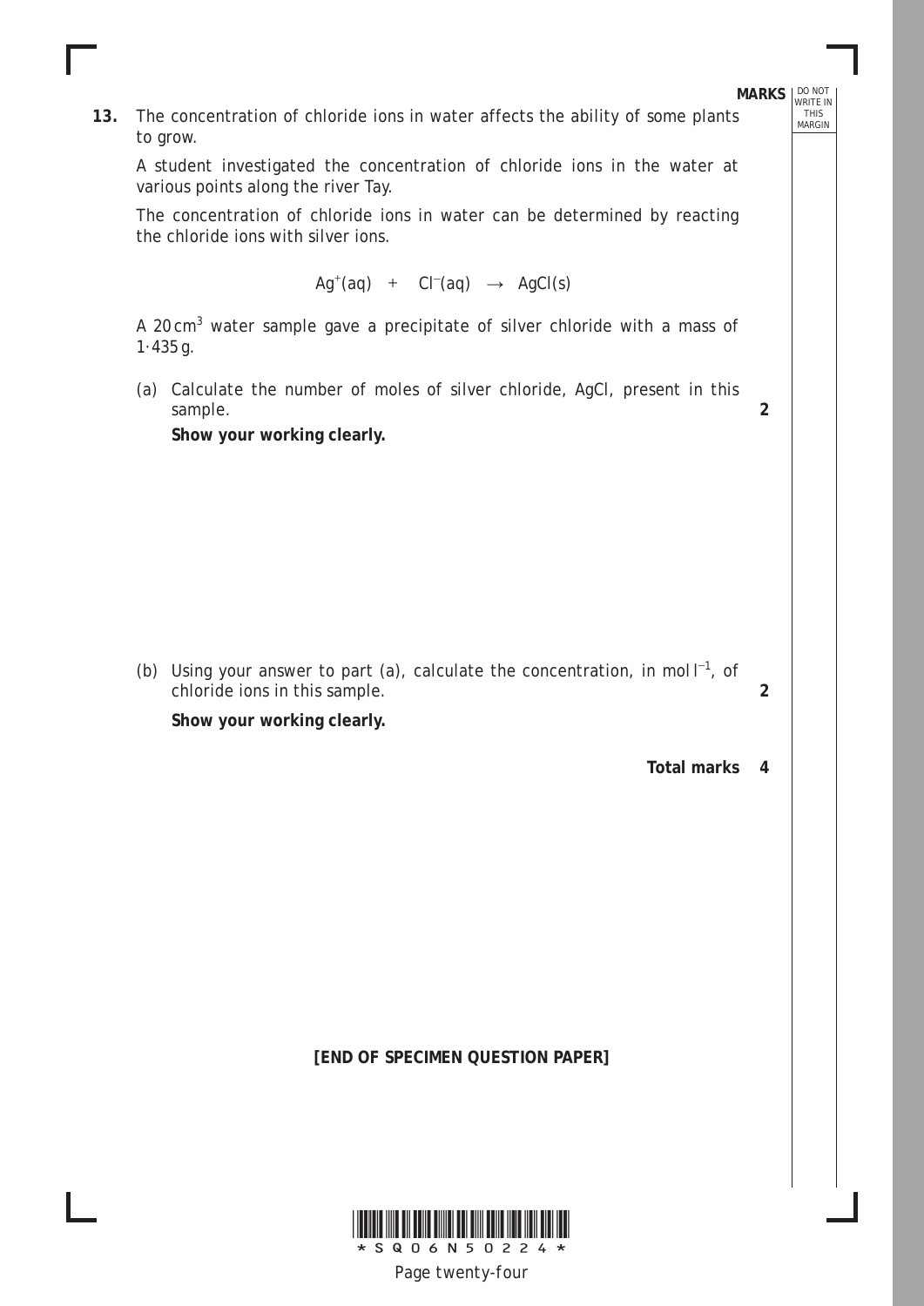**13.** The concentration of chloride ions in water affects the ability of some plants to grow.

A student investigated the concentration of chloride ions in the water at various points along the river Tay.

The concentration of chloride ions in water can be determined by reacting the chloride ions with silver ions.

$$Ag^{+}(aq) \quad + \quad Cl^{-}(aq) \quad \rightarrow \quad AgCl(s)$$

A 20 $cm^3$ water sample gave a precipitate of silver chloride with a mass of 1·435 g.

(a) Calculate the number of moles of silver chloride, AgCl, present in this sample. **2**

**Show your working clearly.**

(b) Using your answer to part (a), calculate the concentration, in mol $l^{-1}$, of chloride ions in this sample. **2**

**Show your working clearly.**

**Total marks 4**

**[END OF SPECIMEN QUESTION PAPER]**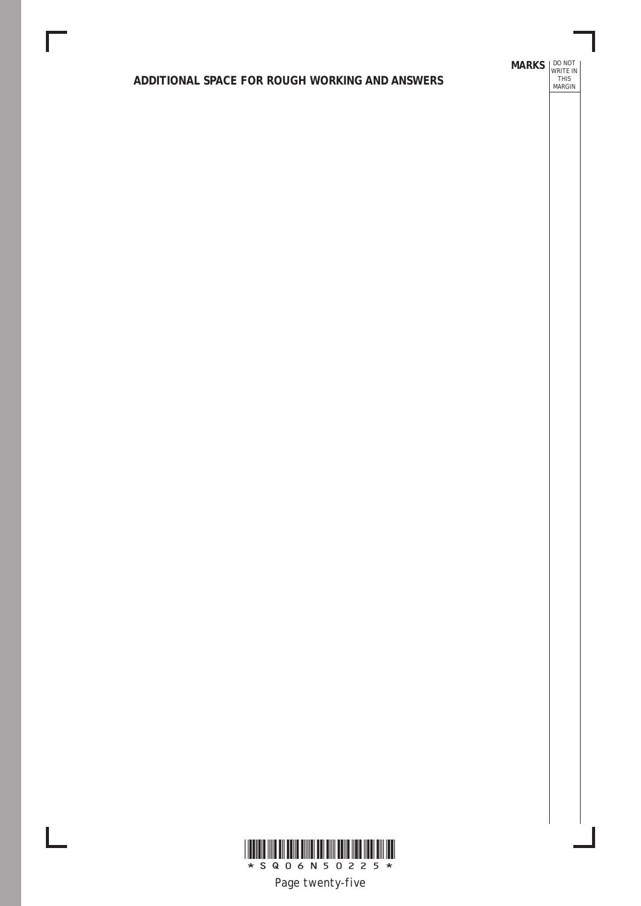**ADDITIONAL SPACE FOR ROUGH WORKING AND ANSWERS**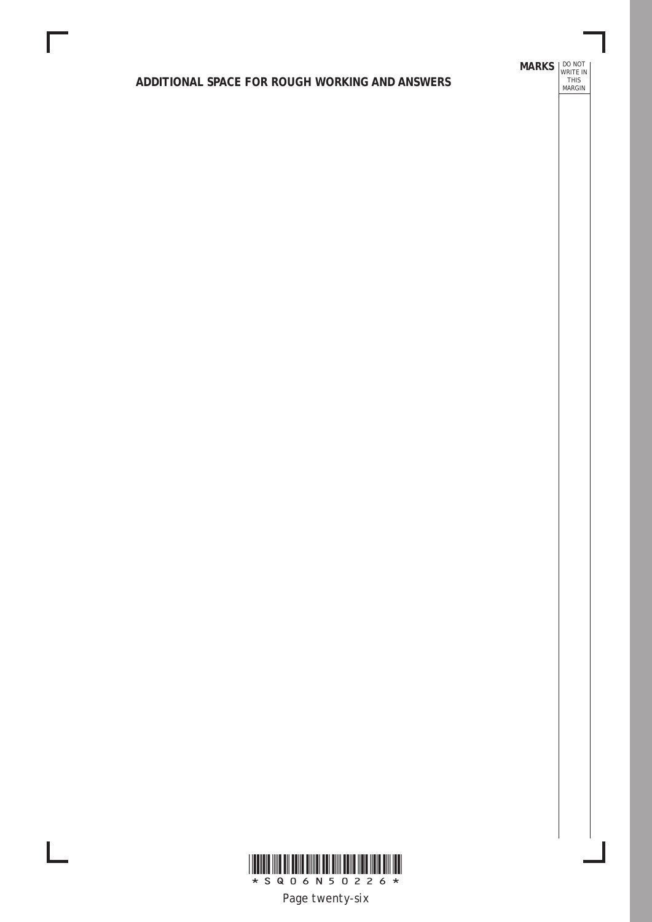**ADDITIONAL SPACE FOR ROUGH WORKING AND ANSWERS**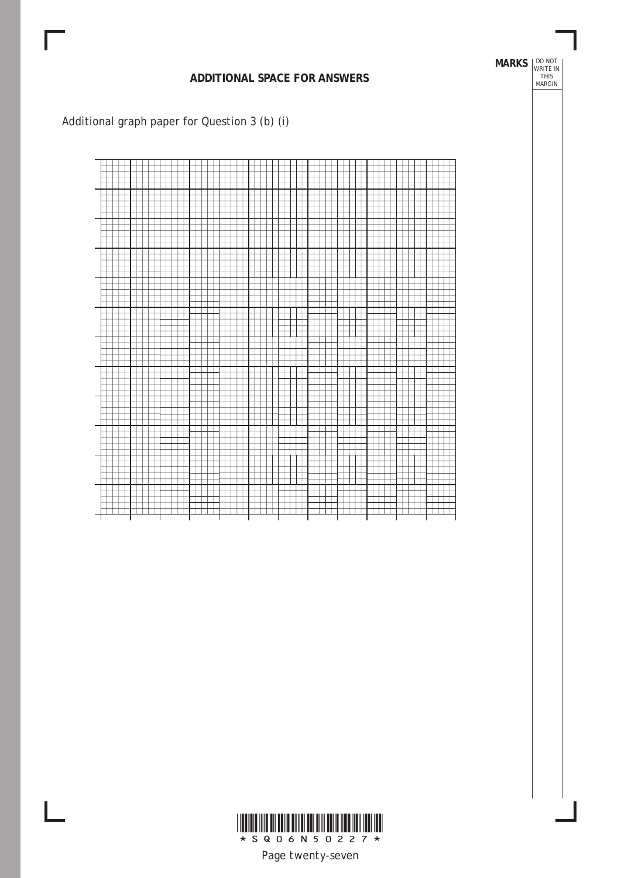## ADDITIONAL SPACE FOR ANSWERS

Additional graph paper for Question 3 (b) (i)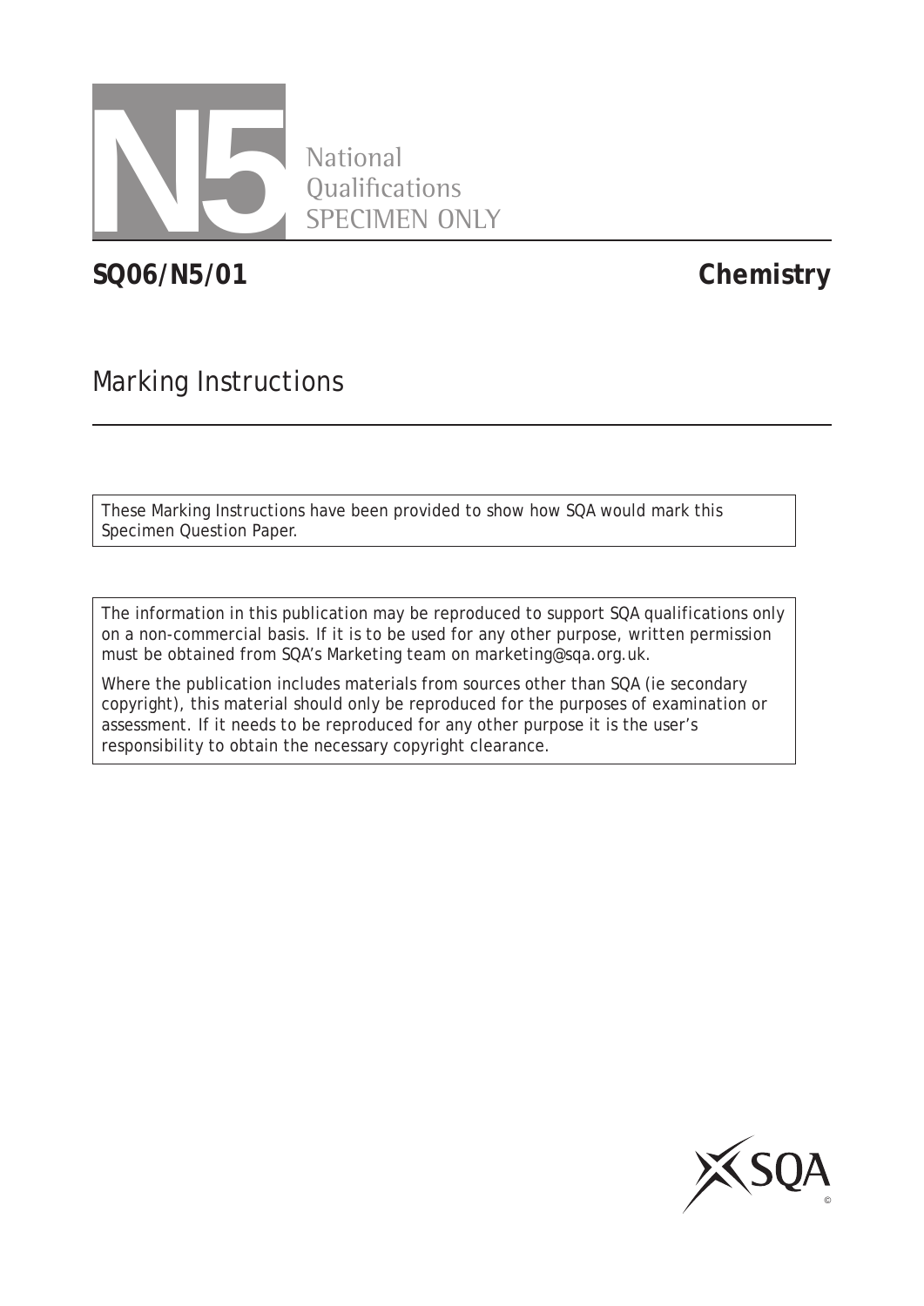N5

National
Qualifications
SPECIMEN ONLY

# SQ06/N5/01 Chemistry

## Marking Instructions

These Marking Instructions have been provided to show how SQA would mark this Specimen Question Paper.

The information in this publication may be reproduced to support SQA qualifications only on a non-commercial basis. If it is to be used for any other purpose, written permission must be obtained from SQA's Marketing team on marketing@sqa.org.uk.

Where the publication includes materials from sources other than SQA (ie secondary copyright), this material should only be reproduced for the purposes of examination or assessment. If it needs to be reproduced for any other purpose it is the user's responsibility to obtain the necessary copyright clearance.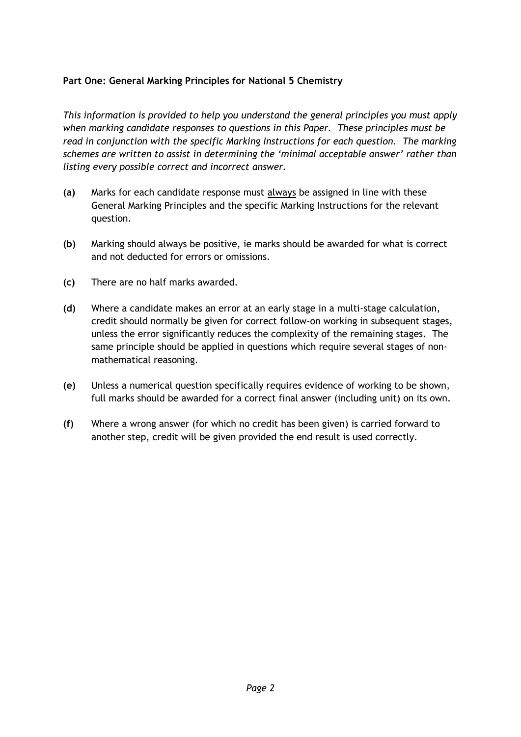**Part One: General Marking Principles for National 5 Chemistry**

*This information is provided to help you understand the general principles you must apply when marking candidate responses to questions in this Paper. These principles must be read in conjunction with the specific Marking Instructions for each question. The marking schemes are written to assist in determining the 'minimal acceptable answer' rather than listing every possible correct and incorrect answer.*

**(a)** Marks for each candidate response must always be assigned in line with these General Marking Principles and the specific Marking Instructions for the relevant question.

**(b)** Marking should always be positive, ie marks should be awarded for what is correct and not deducted for errors or omissions.

**(c)** There are no half marks awarded.

**(d)** Where a candidate makes an error at an early stage in a multi-stage calculation, credit should normally be given for correct follow-on working in subsequent stages, unless the error significantly reduces the complexity of the remaining stages. The same principle should be applied in questions which require several stages of non-mathematical reasoning.

**(e)** Unless a numerical question specifically requires evidence of working to be shown, full marks should be awarded for a correct final answer (including unit) on its own.

**(f)** Where a wrong answer (for which no credit has been given) is carried forward to another step, credit will be given provided the end result is used correctly.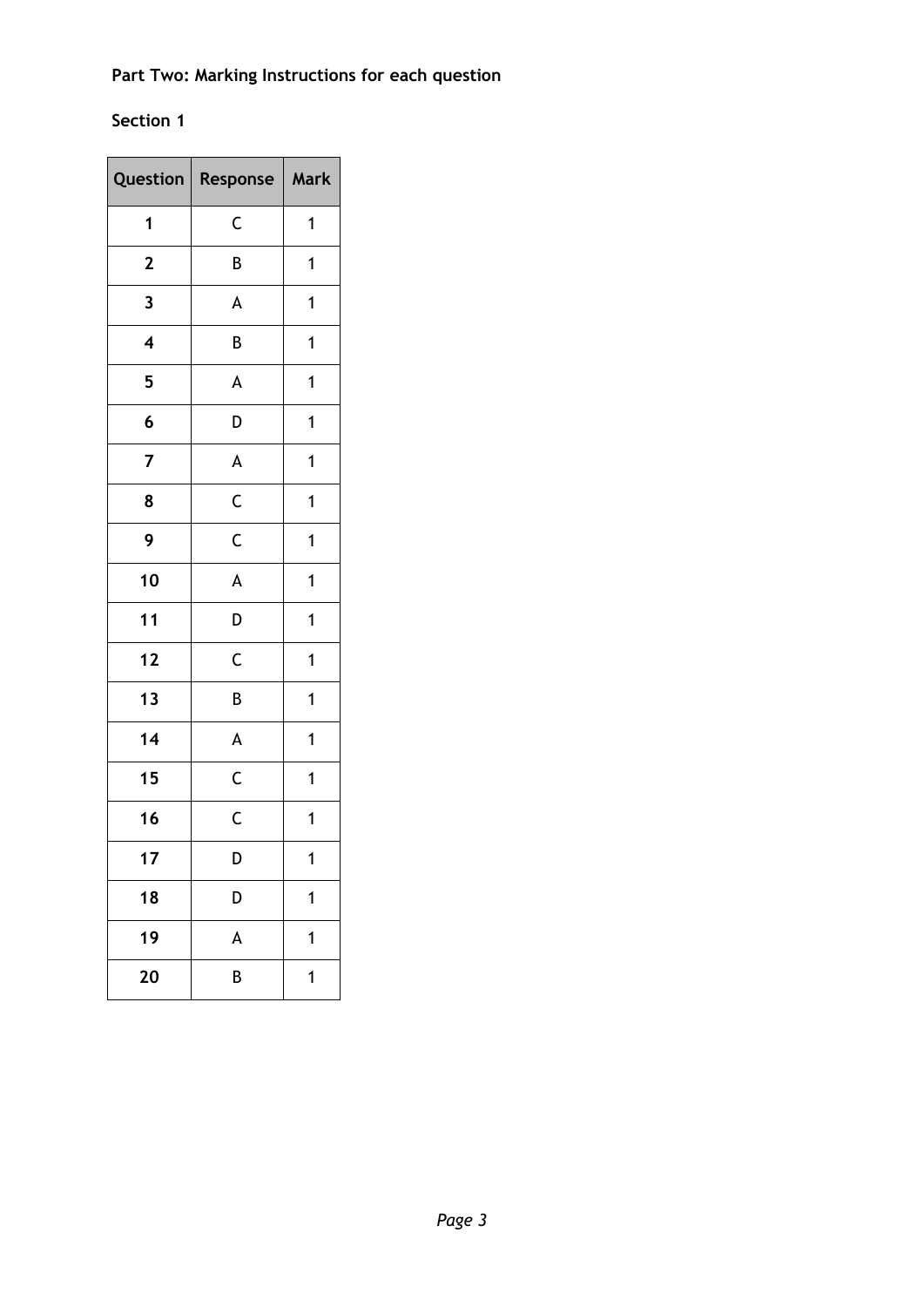**Part Two: Marking Instructions for each question**

**Section 1**

| Question | Response | Mark |
|---|---|---|
| 1 | C | 1 |
| 2 | B | 1 |
| 3 | A | 1 |
| 4 | B | 1 |
| 5 | A | 1 |
| 6 | D | 1 |
| 7 | A | 1 |
| 8 | C | 1 |
| 9 | C | 1 |
| 10 | A | 1 |
| 11 | D | 1 |
| 12 | C | 1 |
| 13 | B | 1 |
| 14 | A | 1 |
| 15 | C | 1 |
| 16 | C | 1 |
| 17 | D | 1 |
| 18 | D | 1 |
| 19 | A | 1 |
| 20 | B | 1 |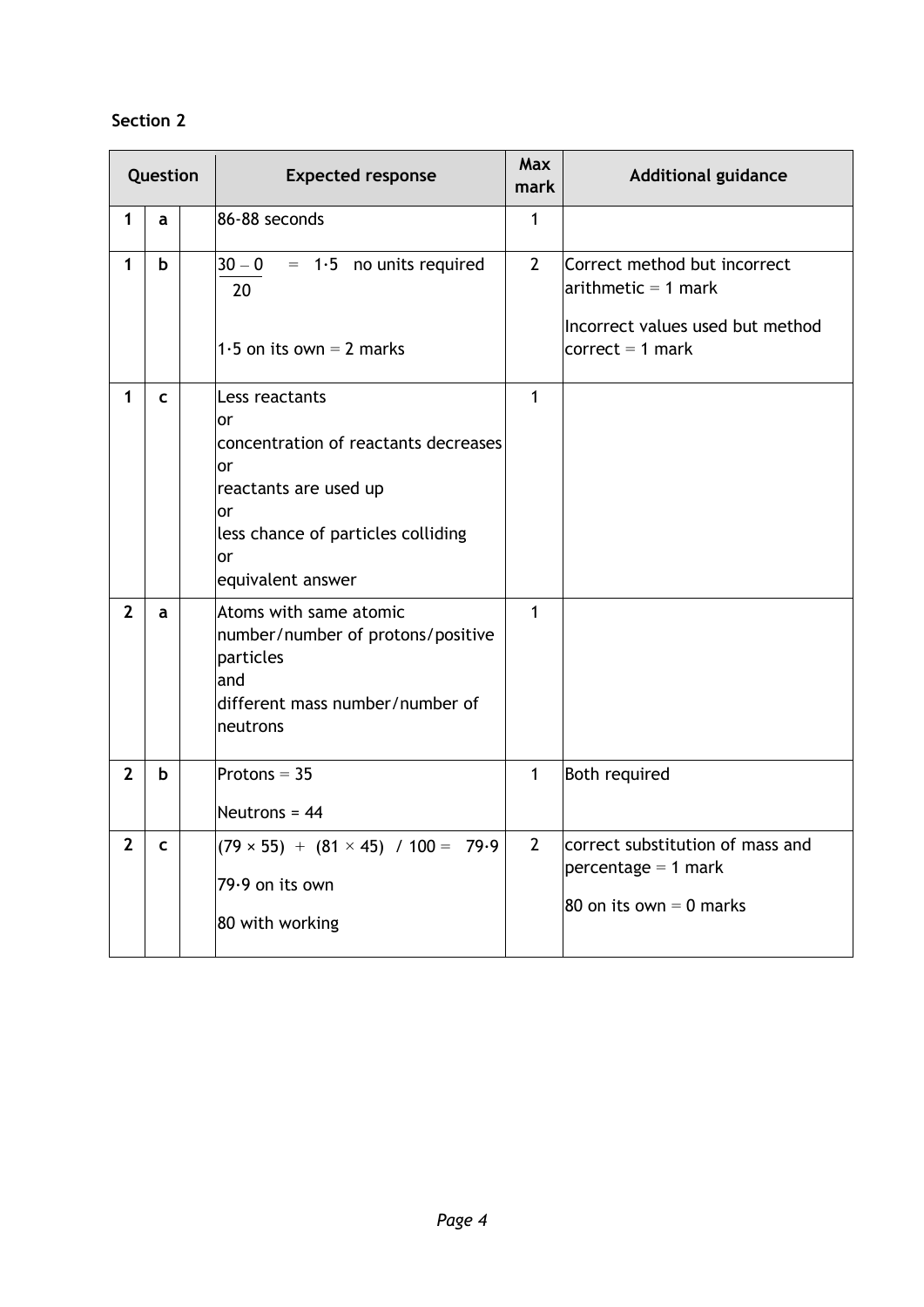**Section 2**

| Question | | | Expected response | Max mark | Additional guidance |
|---|---|---|---|---|---|
| 1 | a | | 86-88 seconds | 1 | |
| 1 | b | | $\frac{30-0}{20} = 1{\cdot}5$ no units required<br><br>1·5 on its own = 2 marks | 2 | Correct method but incorrect arithmetic = 1 mark<br><br>Incorrect values used but method correct = 1 mark |
| 1 | c | | Less reactants<br>or<br>concentration of reactants decreases<br>or<br>reactants are used up<br>or<br>less chance of particles colliding<br>or<br>equivalent answer | 1 | |
| 2 | a | | Atoms with same atomic number/number of protons/positive particles<br>and<br>different mass number/number of neutrons | 1 | |
| 2 | b | | Protons = 35<br><br>Neutrons = 44 | 1 | Both required |
| 2 | c | | $(79 \times 55) + (81 \times 45) / 100 = 79{\cdot}9$<br><br>79·9 on its own<br><br>80 with working | 2 | correct substitution of mass and percentage = 1 mark<br><br>80 on its own = 0 marks |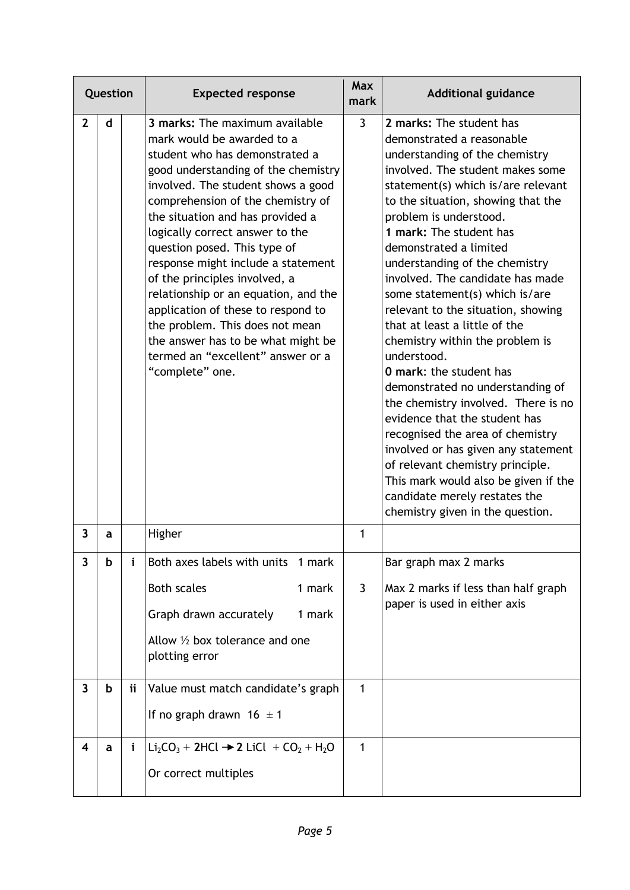| Question | | | Expected response | Max mark | Additional guidance |
|---|---|---|---|---|---|
| 2 | d | | **3 marks:** The maximum available mark would be awarded to a student who has demonstrated a good understanding of the chemistry involved. The student shows a good comprehension of the chemistry of the situation and has provided a logically correct answer to the question posed. This type of response might include a statement of the principles involved, a relationship or an equation, and the application of these to respond to the problem. This does not mean the answer has to be what might be termed an "excellent" answer or a "complete" one. | 3 | **2 marks:** The student has demonstrated a reasonable understanding of the chemistry involved. The student makes some statement(s) which is/are relevant to the situation, showing that the problem is understood.<br>**1 mark:** The student has demonstrated a limited understanding of the chemistry involved. The candidate has made some statement(s) which is/are relevant to the situation, showing that at least a little of the chemistry within the problem is understood.<br>**0 mark**: the student has demonstrated no understanding of the chemistry involved. There is no evidence that the student has recognised the area of chemistry involved or has given any statement of relevant chemistry principle. This mark would also be given if the candidate merely restates the chemistry given in the question. |
| 3 | a | | Higher | 1 | |
| 3 | b | i | Both axes labels with units 1 mark<br>Both scales 1 mark<br>Graph drawn accurately 1 mark<br>Allow ½ box tolerance and one plotting error | 3 | Bar graph max 2 marks<br>Max 2 marks if less than half graph paper is used in either axis |
| 3 | b | ii | Value must match candidate's graph<br>If no graph drawn 16 $\pm 1$ | 1 | |
| 4 | a | i | $Li_2CO_3 + \mathbf{2}HCl \rightarrow \mathbf{2}\ LiCl + CO_2 + H_2O$<br>Or correct multiples | 1 | |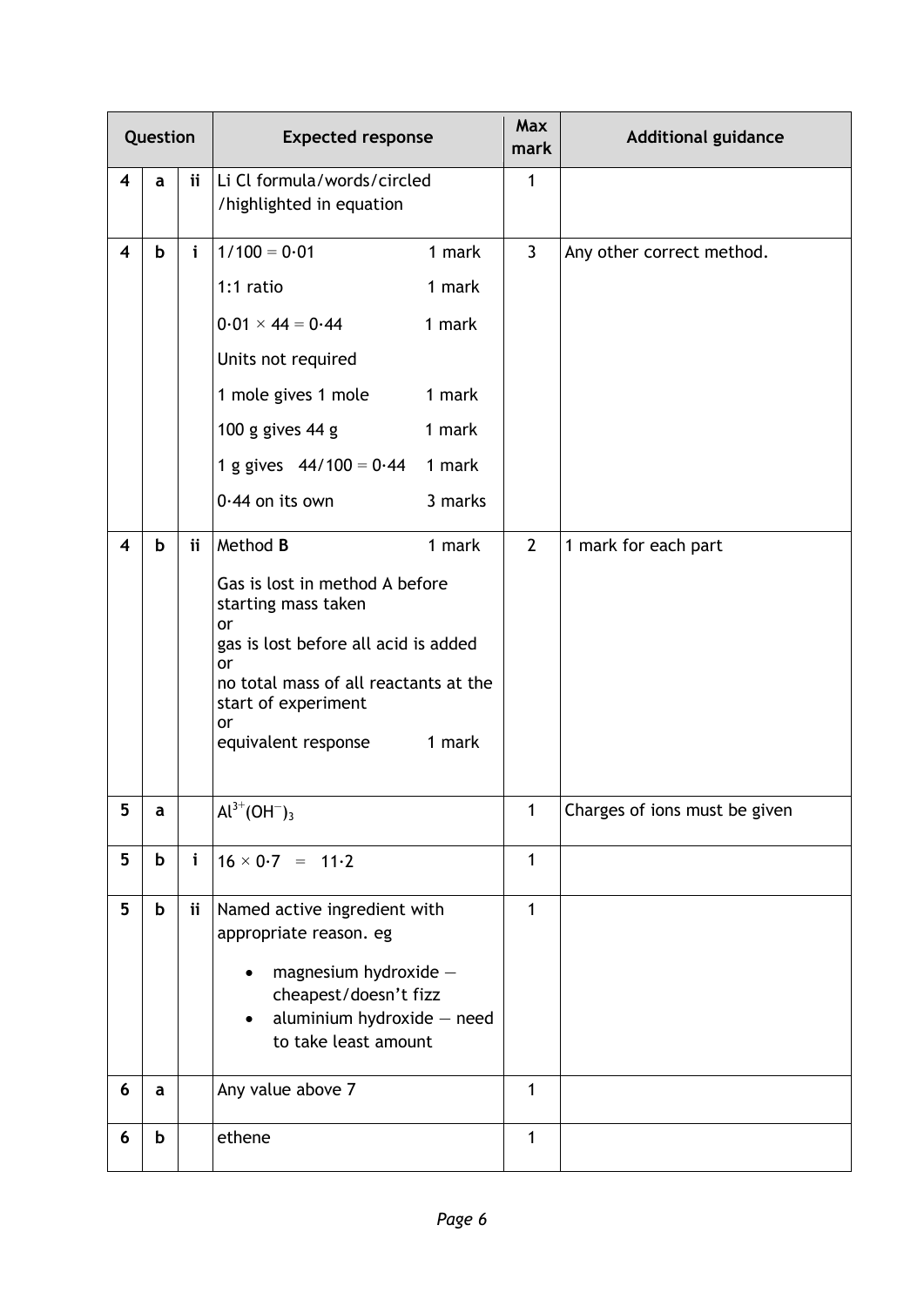| Question | | | Expected response | Max mark | Additional guidance |
|---|---|---|---|---|---|
| 4 | a | ii | Li Cl formula/words/circled /highlighted in equation | 1 | |
| 4 | b | i | $1/100 = 0{\cdot}01$ 1 mark<br>1:1 ratio 1 mark<br>$0{\cdot}01 \times 44 = 0{\cdot}44$ 1 mark<br>Units not required<br>1 mole gives 1 mole 1 mark<br>100 g gives 44 g 1 mark<br>1 g gives $44/100 = 0{\cdot}44$ 1 mark<br>$0{\cdot}44$ on its own 3 marks | 3 | Any other correct method. |
| 4 | b | ii | Method **B** 1 mark<br>Gas is lost in method A before starting mass taken<br>or<br>gas is lost before all acid is added<br>or<br>no total mass of all reactants at the start of experiment<br>or<br>equivalent response 1 mark | 2 | 1 mark for each part |
| 5 | a | | $Al^{3+}(OH^{-})_3$ | 1 | Charges of ions must be given |
| 5 | b | i | $16 \times 0{\cdot}7 = 11{\cdot}2$ | 1 | |
| 5 | b | ii | Named active ingredient with appropriate reason. eg<br>• magnesium hydroxide – cheapest/doesn't fizz<br>• aluminium hydroxide – need to take least amount | 1 | |
| 6 | a | | Any value above 7 | 1 | |
| 6 | b | | ethene | 1 | |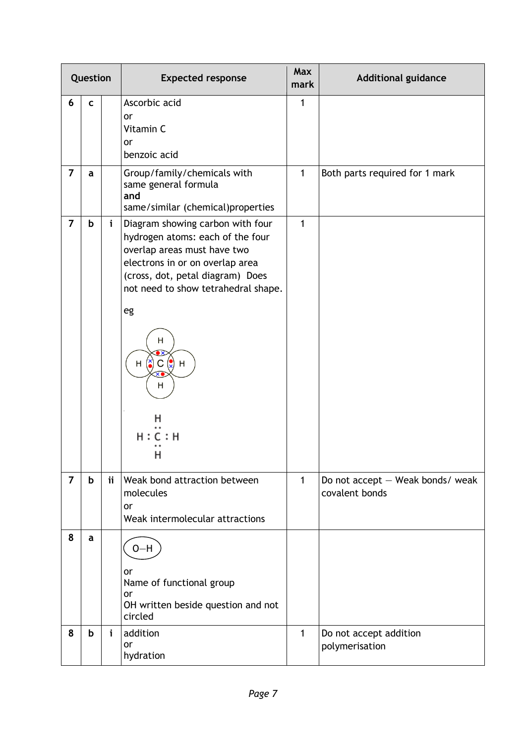| Question | | | Expected response | Max mark | Additional guidance |
|---|---|---|---|---|---|
| 6 | c | | Ascorbic acid<br>or<br>Vitamin C<br>or<br>benzoic acid | 1 | |
| 7 | a | | Group/family/chemicals with same general formula<br>**and**<br>same/similar (chemical)properties | 1 | Both parts required for 1 mark |
| 7 | b | i | Diagram showing carbon with four hydrogen atoms: each of the four overlap areas must have two electrons in or on overlap area (cross, dot, petal diagram) Does not need to show tetrahedral shape.<br><br>eg<br><br>H : C : H (with H above and H below, each bond shown as a pair of electrons) | 1 | |
| 7 | b | ii | Weak bond attraction between molecules<br>or<br>Weak intermolecular attractions | 1 | Do not accept — Weak bonds/ weak covalent bonds |
| 8 | a | | (O—H) circled<br><br>or<br>Name of functional group<br>or<br>OH written beside question and not circled | | |
| 8 | b | i | addition<br>or<br>hydration | 1 | Do not accept addition polymerisation |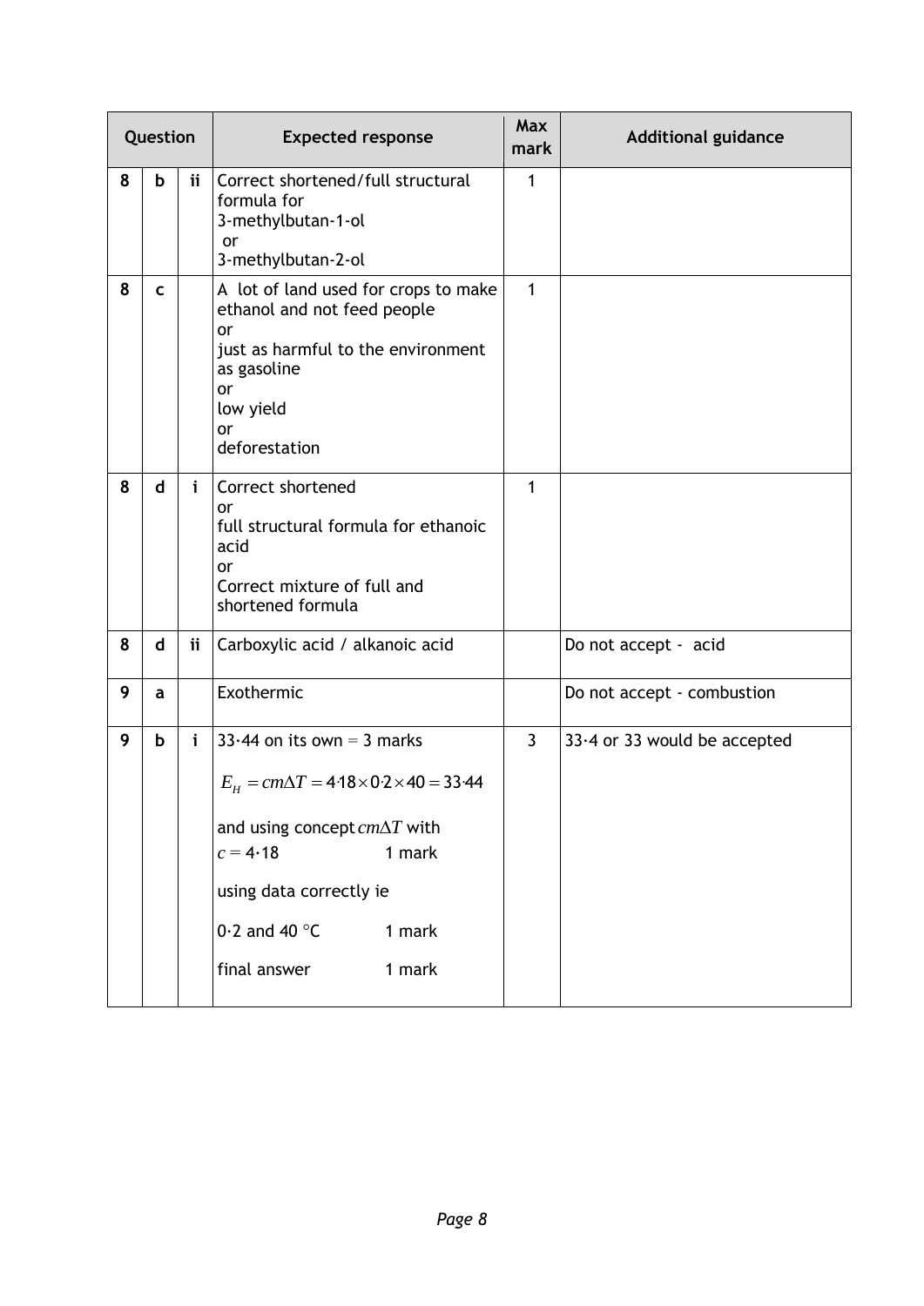| Question | | | Expected response | Max mark | Additional guidance |
|---|---|---|---|---|---|
| 8 | b | ii | Correct shortened/full structural formula for 3-methylbutan-1-ol or 3-methylbutan-2-ol | 1 | |
| 8 | c | | A lot of land used for crops to make ethanol and not feed people or just as harmful to the environment as gasoline or low yield or deforestation | 1 | |
| 8 | d | i | Correct shortened or full structural formula for ethanoic acid or Correct mixture of full and shortened formula | 1 | |
| 8 | d | ii | Carboxylic acid / alkanoic acid | | Do not accept - acid |
| 9 | a | | Exothermic | | Do not accept - combustion |
| 9 | b | i | 33·44 on its own = 3 marks<br><br>$E_H = cm\Delta T = 4{\cdot}18 \times 0{\cdot}2 \times 40 = 33{\cdot}44$<br><br>and using concept $cm\Delta T$ with $c = 4{\cdot}18$ 1 mark<br><br>using data correctly ie 0·2 and 40 °C 1 mark<br><br>final answer 1 mark | 3 | 33·4 or 33 would be accepted |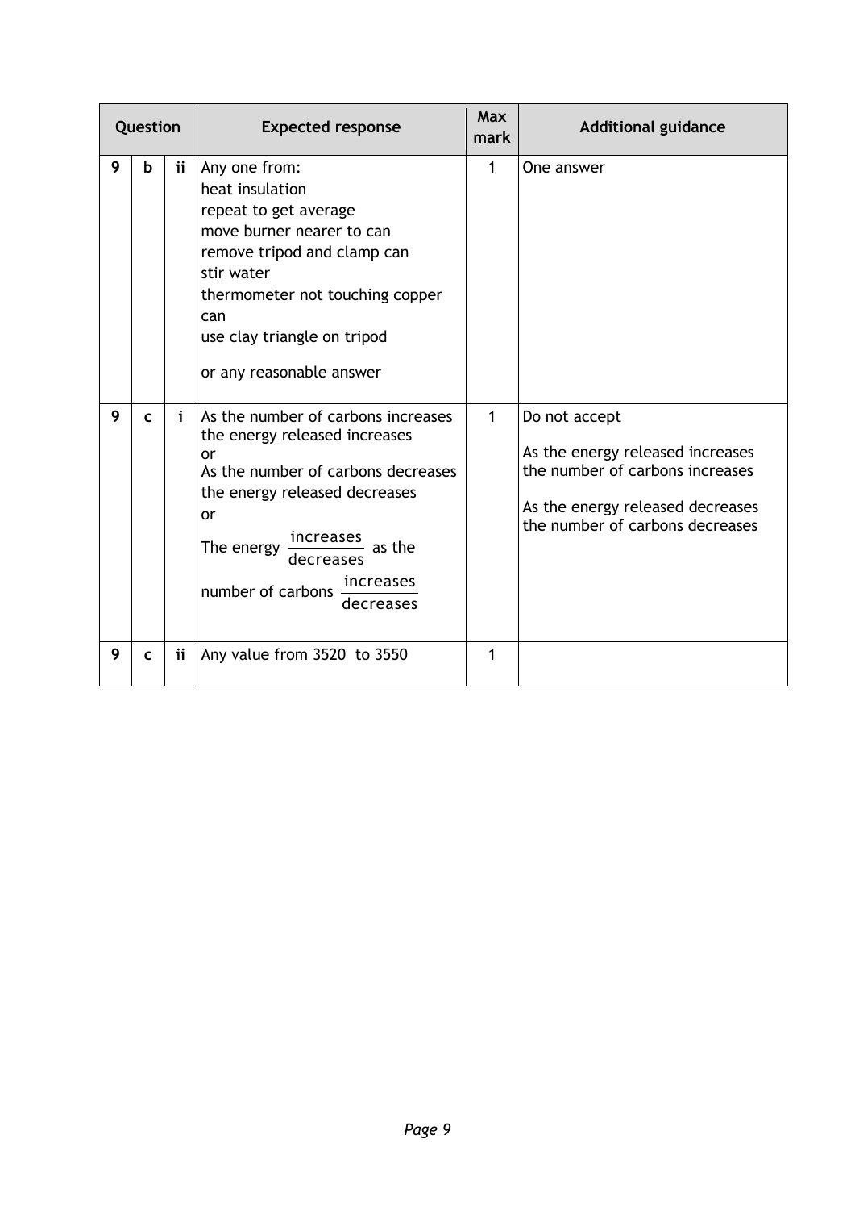| Question | | | Expected response | Max mark | Additional guidance |
|---|---|---|---|---|---|
| 9 | b | ii | Any one from:<br>heat insulation<br>repeat to get average<br>move burner nearer to can<br>remove tripod and clamp can<br>stir water<br>thermometer not touching copper can<br>use clay triangle on tripod<br><br>or any reasonable answer | 1 | One answer |
| 9 | c | i | As the number of carbons increases the energy released increases<br>or<br>As the number of carbons decreases the energy released decreases<br>or<br>The energy $\frac{\text{increases}}{\text{decreases}}$ as the number of carbons $\frac{\text{increases}}{\text{decreases}}$ | 1 | Do not accept<br><br>As the energy released increases the number of carbons increases<br><br>As the energy released decreases the number of carbons decreases |
| 9 | c | ii | Any value from 3520 to 3550 | 1 | |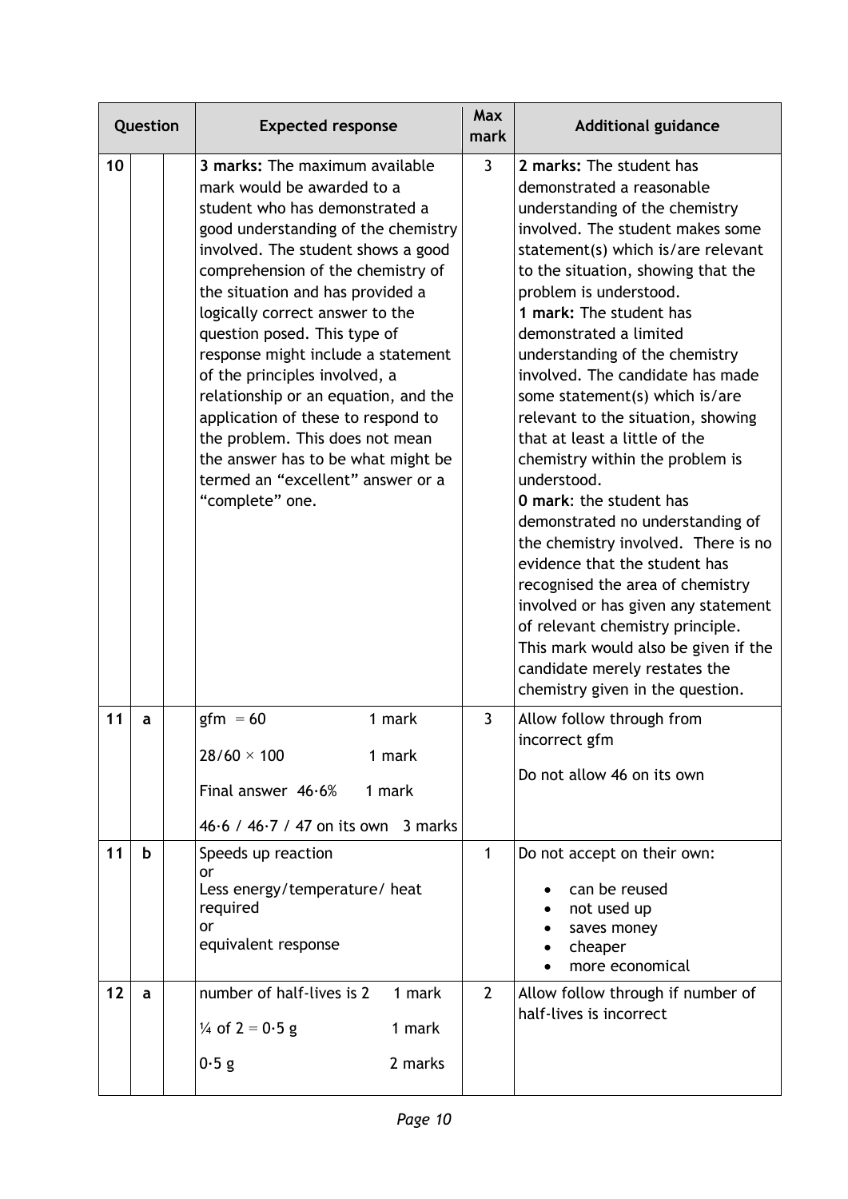| Question | | | Expected response | Max mark | Additional guidance |
|---|---|---|---|---|---|
| 10 | | | **3 marks:** The maximum available mark would be awarded to a student who has demonstrated a good understanding of the chemistry involved. The student shows a good comprehension of the chemistry of the situation and has provided a logically correct answer to the question posed. This type of response might include a statement of the principles involved, a relationship or an equation, and the application of these to respond to the problem. This does not mean the answer has to be what might be termed an "excellent" answer or a "complete" one. | 3 | **2 marks:** The student has demonstrated a reasonable understanding of the chemistry involved. The student makes some statement(s) which is/are relevant to the situation, showing that the problem is understood.<br>**1 mark:** The student has demonstrated a limited understanding of the chemistry involved. The candidate has made some statement(s) which is/are relevant to the situation, showing that at least a little of the chemistry within the problem is understood.<br>**0 mark**: the student has demonstrated no understanding of the chemistry involved. There is no evidence that the student has recognised the area of chemistry involved or has given any statement of relevant chemistry principle. This mark would also be given if the candidate merely restates the chemistry given in the question. |
| 11 | a | | gfm = 60 &nbsp;&nbsp; 1 mark<br>$28/60 \times 100$ &nbsp;&nbsp; 1 mark<br>Final answer 46·6% &nbsp;&nbsp; 1 mark<br>46·6 / 46·7 / 47 on its own &nbsp;&nbsp; 3 marks | 3 | Allow follow through from incorrect gfm<br>Do not allow 46 on its own |
| 11 | b | | Speeds up reaction<br>or<br>Less energy/temperature/ heat required<br>or<br>equivalent response | 1 | Do not accept on their own:<br>• can be reused<br>• not used up<br>• saves money<br>• cheaper<br>• more economical |
| 12 | a | | number of half-lives is 2 &nbsp;&nbsp; 1 mark<br>¼ of 2 = 0·5 g &nbsp;&nbsp; 1 mark<br>0·5 g &nbsp;&nbsp; 2 marks | 2 | Allow follow through if number of half-lives is incorrect |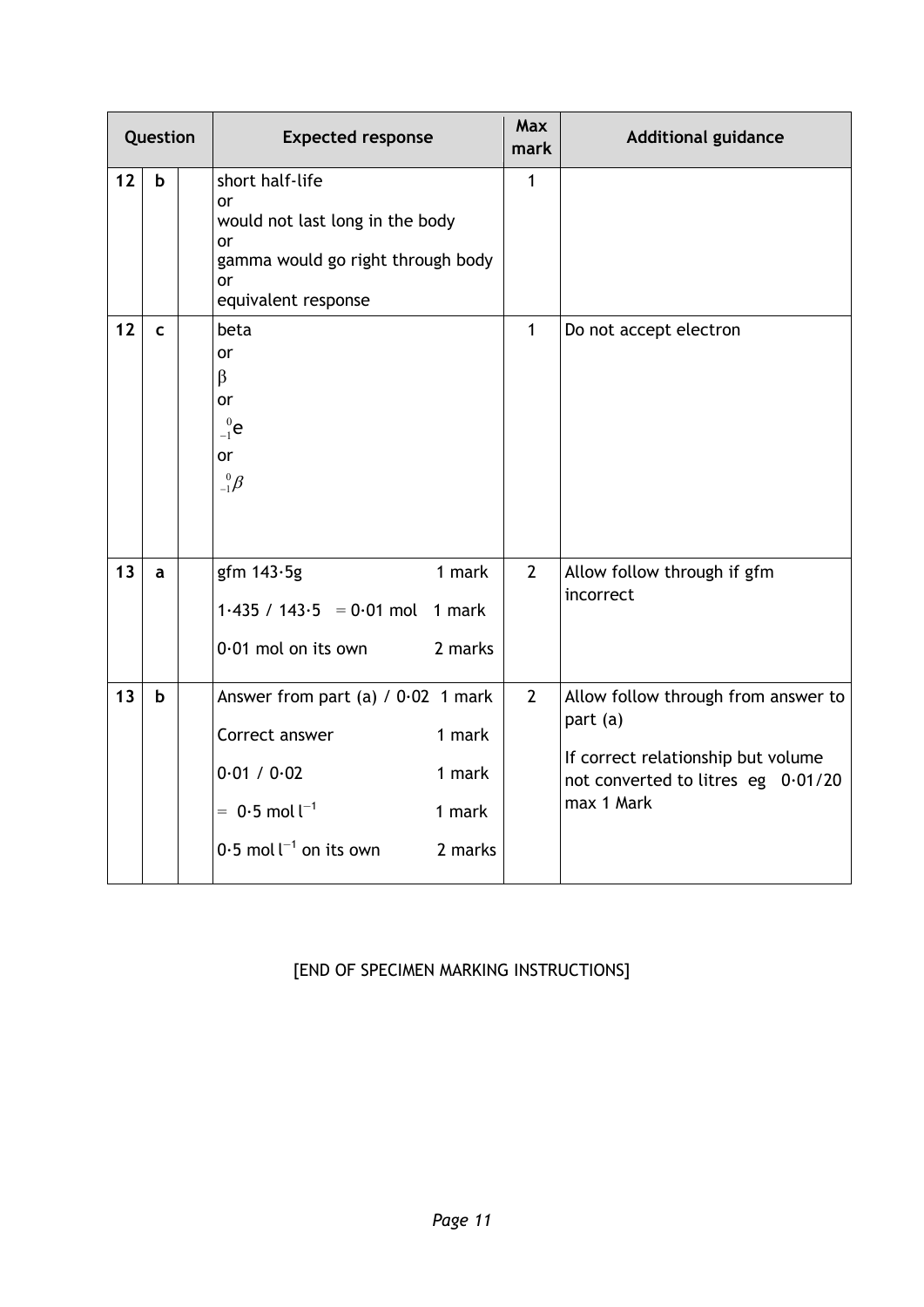| Question | | | Expected response | Max mark | Additional guidance |
|---|---|---|---|---|---|
| 12 | b | | short half-life<br>or<br>would not last long in the body<br>or<br>gamma would go right through body<br>or<br>equivalent response | 1 | |
| 12 | c | | beta<br>or<br>$\beta$<br>or<br>${}^{0}_{-1}e$<br>or<br>${}^{0}_{-1}\beta$ | 1 | Do not accept electron |
| 13 | a | | gfm 143·5g — 1 mark<br>1·435 / 143·5 = 0·01 mol — 1 mark<br>0·01 mol on its own — 2 marks | 2 | Allow follow through if gfm incorrect |
| 13 | b | | Answer from part (a) / 0·02 — 1 mark<br>Correct answer — 1 mark<br>0·01 / 0·02 — 1 mark<br>= 0·5 mol $l^{-1}$ — 1 mark<br>0·5 mol $l^{-1}$ on its own — 2 marks | 2 | Allow follow through from answer to part (a)<br>If correct relationship but volume not converted to litres eg 0·01/20 max 1 Mark |

[END OF SPECIMEN MARKING INSTRUCTIONS]